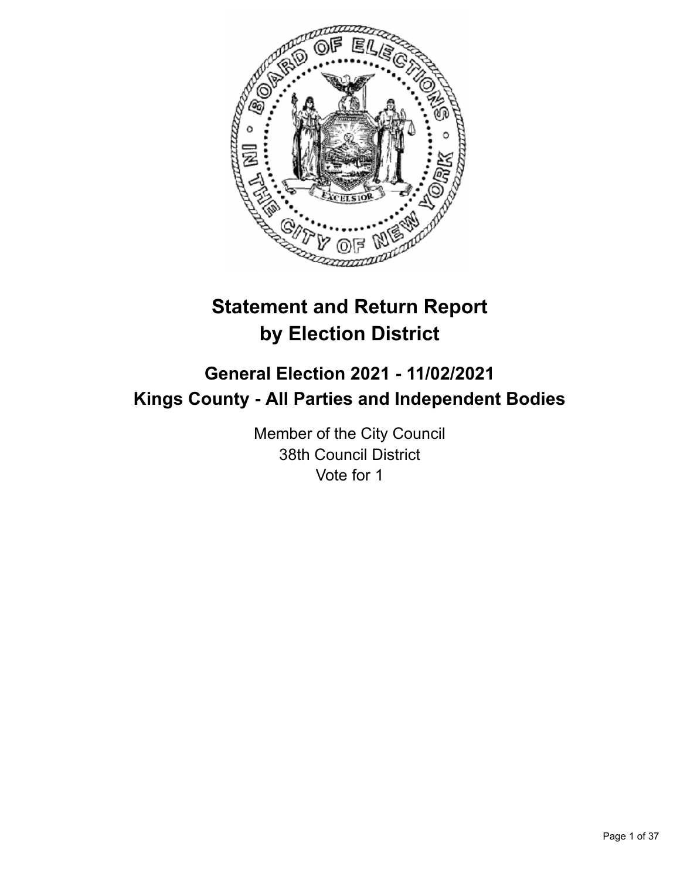# Statement and Return Report by Election District

## General Election 2021 - 11/02/2021
## Kings County - All Parties and Independent Bodies

Member of the City Council
38th Council District
Vote for 1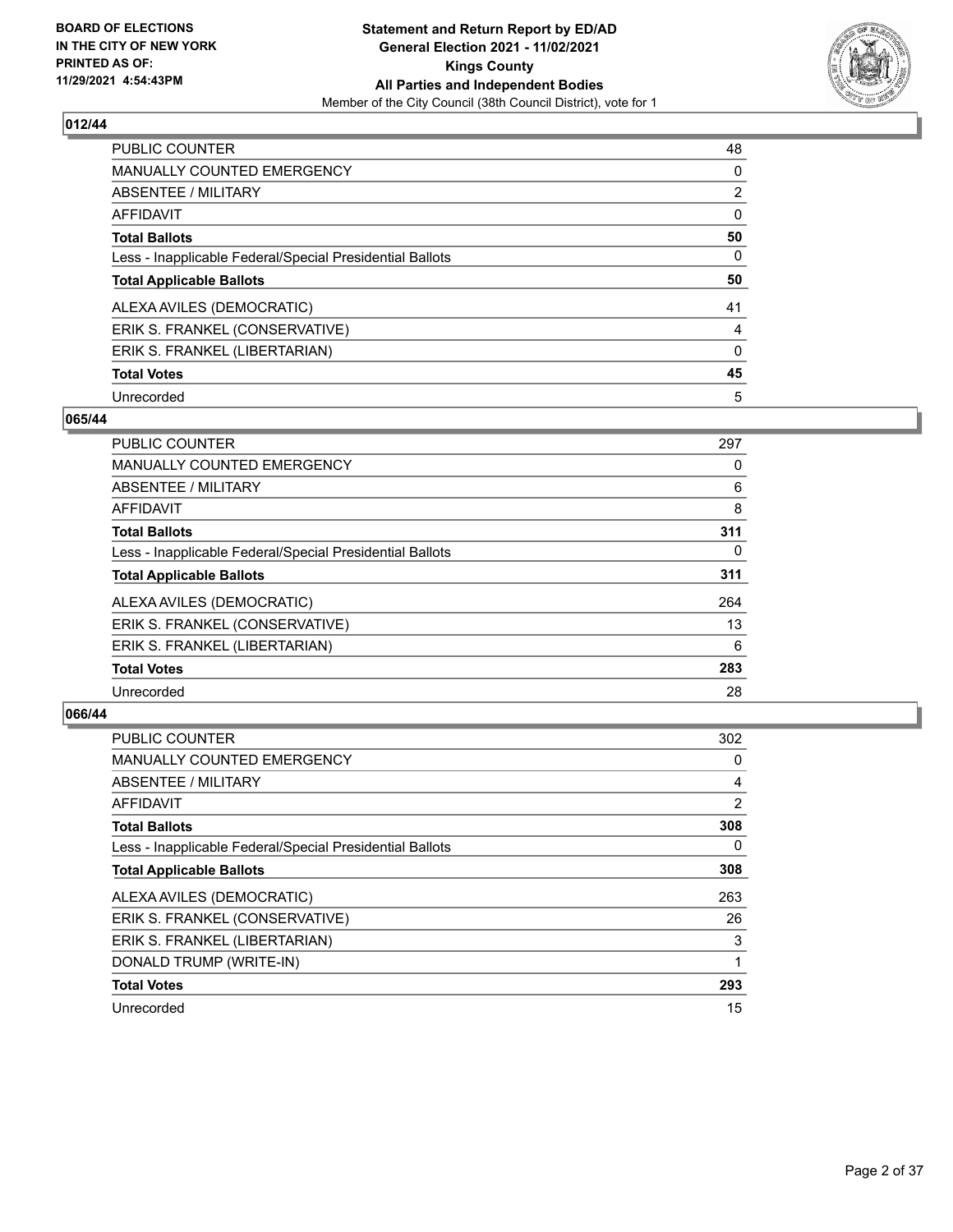## 012/44

| | |
|---|---|
| PUBLIC COUNTER | 48 |
| MANUALLY COUNTED EMERGENCY | 0 |
| ABSENTEE / MILITARY | 2 |
| AFFIDAVIT | 0 |
| **Total Ballots** | **50** |
| Less - Inapplicable Federal/Special Presidential Ballots | 0 |
| **Total Applicable Ballots** | **50** |
| ALEXA AVILES (DEMOCRATIC) | 41 |
| ERIK S. FRANKEL (CONSERVATIVE) | 4 |
| ERIK S. FRANKEL (LIBERTARIAN) | 0 |
| **Total Votes** | **45** |
| Unrecorded | 5 |

## 065/44

| | |
|---|---|
| PUBLIC COUNTER | 297 |
| MANUALLY COUNTED EMERGENCY | 0 |
| ABSENTEE / MILITARY | 6 |
| AFFIDAVIT | 8 |
| **Total Ballots** | **311** |
| Less - Inapplicable Federal/Special Presidential Ballots | 0 |
| **Total Applicable Ballots** | **311** |
| ALEXA AVILES (DEMOCRATIC) | 264 |
| ERIK S. FRANKEL (CONSERVATIVE) | 13 |
| ERIK S. FRANKEL (LIBERTARIAN) | 6 |
| **Total Votes** | **283** |
| Unrecorded | 28 |

## 066/44

| | |
|---|---|
| PUBLIC COUNTER | 302 |
| MANUALLY COUNTED EMERGENCY | 0 |
| ABSENTEE / MILITARY | 4 |
| AFFIDAVIT | 2 |
| **Total Ballots** | **308** |
| Less - Inapplicable Federal/Special Presidential Ballots | 0 |
| **Total Applicable Ballots** | **308** |
| ALEXA AVILES (DEMOCRATIC) | 263 |
| ERIK S. FRANKEL (CONSERVATIVE) | 26 |
| ERIK S. FRANKEL (LIBERTARIAN) | 3 |
| DONALD TRUMP (WRITE-IN) | 1 |
| **Total Votes** | **293** |
| Unrecorded | 15 |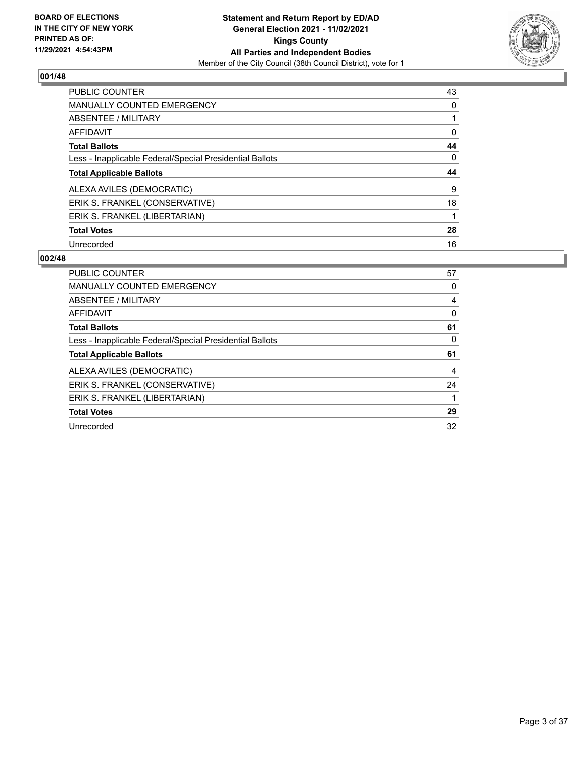## 001/48

| | |
|---|---|
| PUBLIC COUNTER | 43 |
| MANUALLY COUNTED EMERGENCY | 0 |
| ABSENTEE / MILITARY | 1 |
| AFFIDAVIT | 0 |
| **Total Ballots** | **44** |
| Less - Inapplicable Federal/Special Presidential Ballots | 0 |
| **Total Applicable Ballots** | **44** |
| ALEXA AVILES (DEMOCRATIC) | 9 |
| ERIK S. FRANKEL (CONSERVATIVE) | 18 |
| ERIK S. FRANKEL (LIBERTARIAN) | 1 |
| **Total Votes** | **28** |
| Unrecorded | 16 |

## 002/48

| | |
|---|---|
| PUBLIC COUNTER | 57 |
| MANUALLY COUNTED EMERGENCY | 0 |
| ABSENTEE / MILITARY | 4 |
| AFFIDAVIT | 0 |
| **Total Ballots** | **61** |
| Less - Inapplicable Federal/Special Presidential Ballots | 0 |
| **Total Applicable Ballots** | **61** |
| ALEXA AVILES (DEMOCRATIC) | 4 |
| ERIK S. FRANKEL (CONSERVATIVE) | 24 |
| ERIK S. FRANKEL (LIBERTARIAN) | 1 |
| **Total Votes** | **29** |
| Unrecorded | 32 |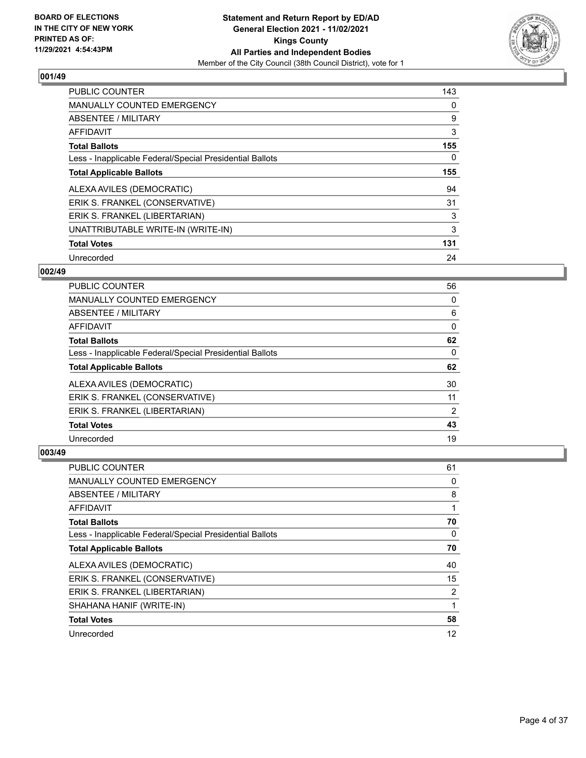**BOARD OF ELECTIONS IN THE CITY OF NEW YORK PRINTED AS OF: 11/29/2021 4:54:43PM**

# Statement and Return Report by ED/AD
## General Election 2021 - 11/02/2021
## Kings County
## All Parties and Independent Bodies
Member of the City Council (38th Council District), vote for 1

### 001/49

| | |
|---|---|
| PUBLIC COUNTER | 143 |
| MANUALLY COUNTED EMERGENCY | 0 |
| ABSENTEE / MILITARY | 9 |
| AFFIDAVIT | 3 |
| **Total Ballots** | **155** |
| Less - Inapplicable Federal/Special Presidential Ballots | 0 |
| **Total Applicable Ballots** | **155** |
| ALEXA AVILES (DEMOCRATIC) | 94 |
| ERIK S. FRANKEL (CONSERVATIVE) | 31 |
| ERIK S. FRANKEL (LIBERTARIAN) | 3 |
| UNATTRIBUTABLE WRITE-IN (WRITE-IN) | 3 |
| **Total Votes** | **131** |
| Unrecorded | 24 |

### 002/49

| | |
|---|---|
| PUBLIC COUNTER | 56 |
| MANUALLY COUNTED EMERGENCY | 0 |
| ABSENTEE / MILITARY | 6 |
| AFFIDAVIT | 0 |
| **Total Ballots** | **62** |
| Less - Inapplicable Federal/Special Presidential Ballots | 0 |
| **Total Applicable Ballots** | **62** |
| ALEXA AVILES (DEMOCRATIC) | 30 |
| ERIK S. FRANKEL (CONSERVATIVE) | 11 |
| ERIK S. FRANKEL (LIBERTARIAN) | 2 |
| **Total Votes** | **43** |
| Unrecorded | 19 |

### 003/49

| | |
|---|---|
| PUBLIC COUNTER | 61 |
| MANUALLY COUNTED EMERGENCY | 0 |
| ABSENTEE / MILITARY | 8 |
| AFFIDAVIT | 1 |
| **Total Ballots** | **70** |
| Less - Inapplicable Federal/Special Presidential Ballots | 0 |
| **Total Applicable Ballots** | **70** |
| ALEXA AVILES (DEMOCRATIC) | 40 |
| ERIK S. FRANKEL (CONSERVATIVE) | 15 |
| ERIK S. FRANKEL (LIBERTARIAN) | 2 |
| SHAHANA HANIF (WRITE-IN) | 1 |
| **Total Votes** | **58** |
| Unrecorded | 12 |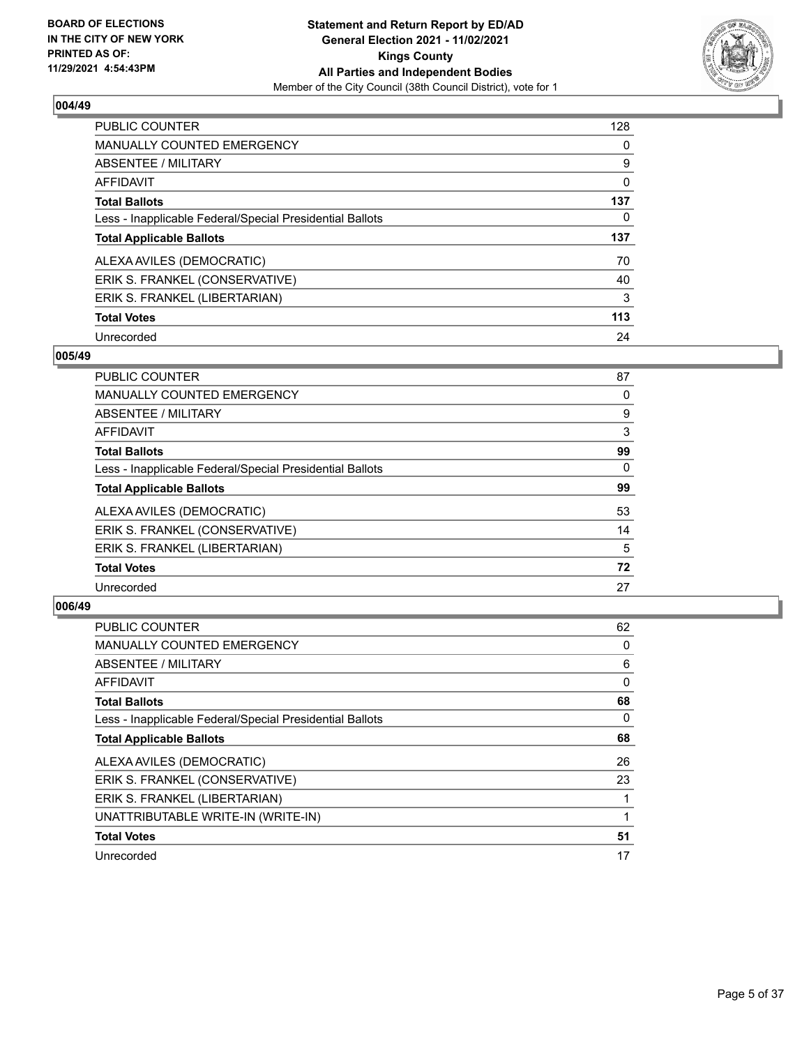## 004/49

| | |
|---|---|
| PUBLIC COUNTER | 128 |
| MANUALLY COUNTED EMERGENCY | 0 |
| ABSENTEE / MILITARY | 9 |
| AFFIDAVIT | 0 |
| **Total Ballots** | **137** |
| Less - Inapplicable Federal/Special Presidential Ballots | 0 |
| **Total Applicable Ballots** | **137** |
| ALEXA AVILES (DEMOCRATIC) | 70 |
| ERIK S. FRANKEL (CONSERVATIVE) | 40 |
| ERIK S. FRANKEL (LIBERTARIAN) | 3 |
| **Total Votes** | **113** |
| Unrecorded | 24 |

## 005/49

| | |
|---|---|
| PUBLIC COUNTER | 87 |
| MANUALLY COUNTED EMERGENCY | 0 |
| ABSENTEE / MILITARY | 9 |
| AFFIDAVIT | 3 |
| **Total Ballots** | **99** |
| Less - Inapplicable Federal/Special Presidential Ballots | 0 |
| **Total Applicable Ballots** | **99** |
| ALEXA AVILES (DEMOCRATIC) | 53 |
| ERIK S. FRANKEL (CONSERVATIVE) | 14 |
| ERIK S. FRANKEL (LIBERTARIAN) | 5 |
| **Total Votes** | **72** |
| Unrecorded | 27 |

## 006/49

| | |
|---|---|
| PUBLIC COUNTER | 62 |
| MANUALLY COUNTED EMERGENCY | 0 |
| ABSENTEE / MILITARY | 6 |
| AFFIDAVIT | 0 |
| **Total Ballots** | **68** |
| Less - Inapplicable Federal/Special Presidential Ballots | 0 |
| **Total Applicable Ballots** | **68** |
| ALEXA AVILES (DEMOCRATIC) | 26 |
| ERIK S. FRANKEL (CONSERVATIVE) | 23 |
| ERIK S. FRANKEL (LIBERTARIAN) | 1 |
| UNATTRIBUTABLE WRITE-IN (WRITE-IN) | 1 |
| **Total Votes** | **51** |
| Unrecorded | 17 |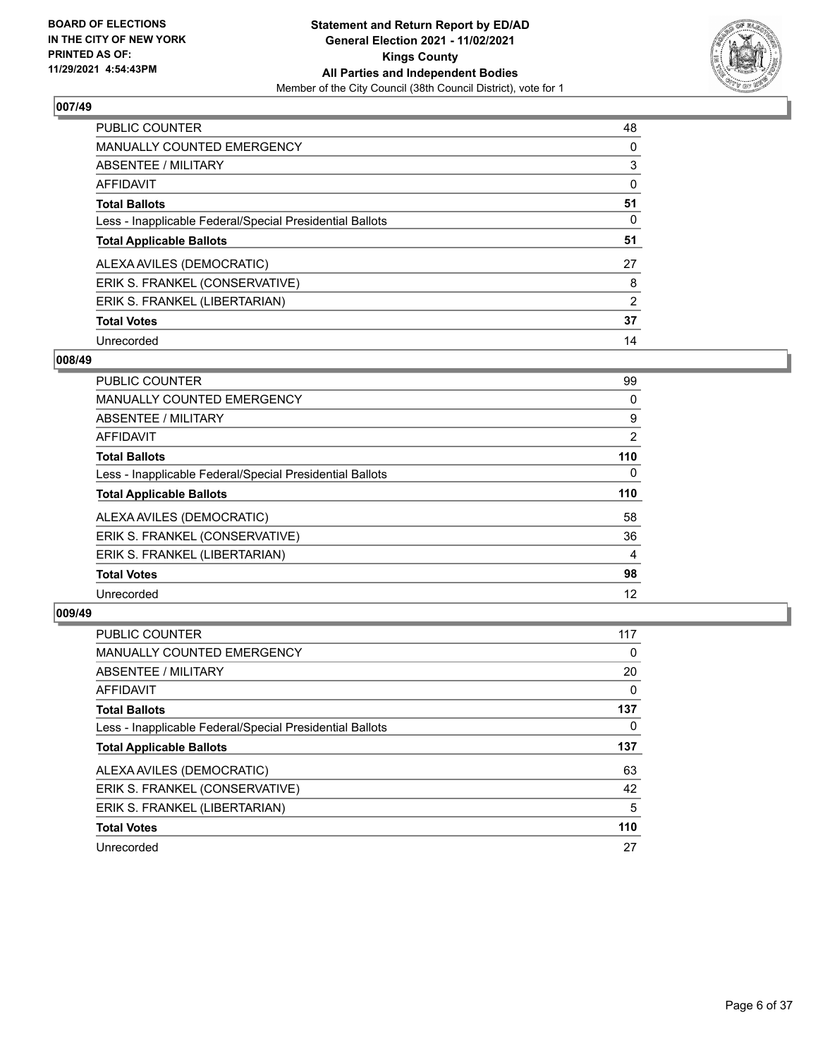## 007/49

| | |
|---|---|
| PUBLIC COUNTER | 48 |
| MANUALLY COUNTED EMERGENCY | 0 |
| ABSENTEE / MILITARY | 3 |
| AFFIDAVIT | 0 |
| **Total Ballots** | **51** |
| Less - Inapplicable Federal/Special Presidential Ballots | 0 |
| **Total Applicable Ballots** | **51** |
| ALEXA AVILES (DEMOCRATIC) | 27 |
| ERIK S. FRANKEL (CONSERVATIVE) | 8 |
| ERIK S. FRANKEL (LIBERTARIAN) | 2 |
| **Total Votes** | **37** |
| Unrecorded | 14 |

## 008/49

| | |
|---|---|
| PUBLIC COUNTER | 99 |
| MANUALLY COUNTED EMERGENCY | 0 |
| ABSENTEE / MILITARY | 9 |
| AFFIDAVIT | 2 |
| **Total Ballots** | **110** |
| Less - Inapplicable Federal/Special Presidential Ballots | 0 |
| **Total Applicable Ballots** | **110** |
| ALEXA AVILES (DEMOCRATIC) | 58 |
| ERIK S. FRANKEL (CONSERVATIVE) | 36 |
| ERIK S. FRANKEL (LIBERTARIAN) | 4 |
| **Total Votes** | **98** |
| Unrecorded | 12 |

## 009/49

| | |
|---|---|
| PUBLIC COUNTER | 117 |
| MANUALLY COUNTED EMERGENCY | 0 |
| ABSENTEE / MILITARY | 20 |
| AFFIDAVIT | 0 |
| **Total Ballots** | **137** |
| Less - Inapplicable Federal/Special Presidential Ballots | 0 |
| **Total Applicable Ballots** | **137** |
| ALEXA AVILES (DEMOCRATIC) | 63 |
| ERIK S. FRANKEL (CONSERVATIVE) | 42 |
| ERIK S. FRANKEL (LIBERTARIAN) | 5 |
| **Total Votes** | **110** |
| Unrecorded | 27 |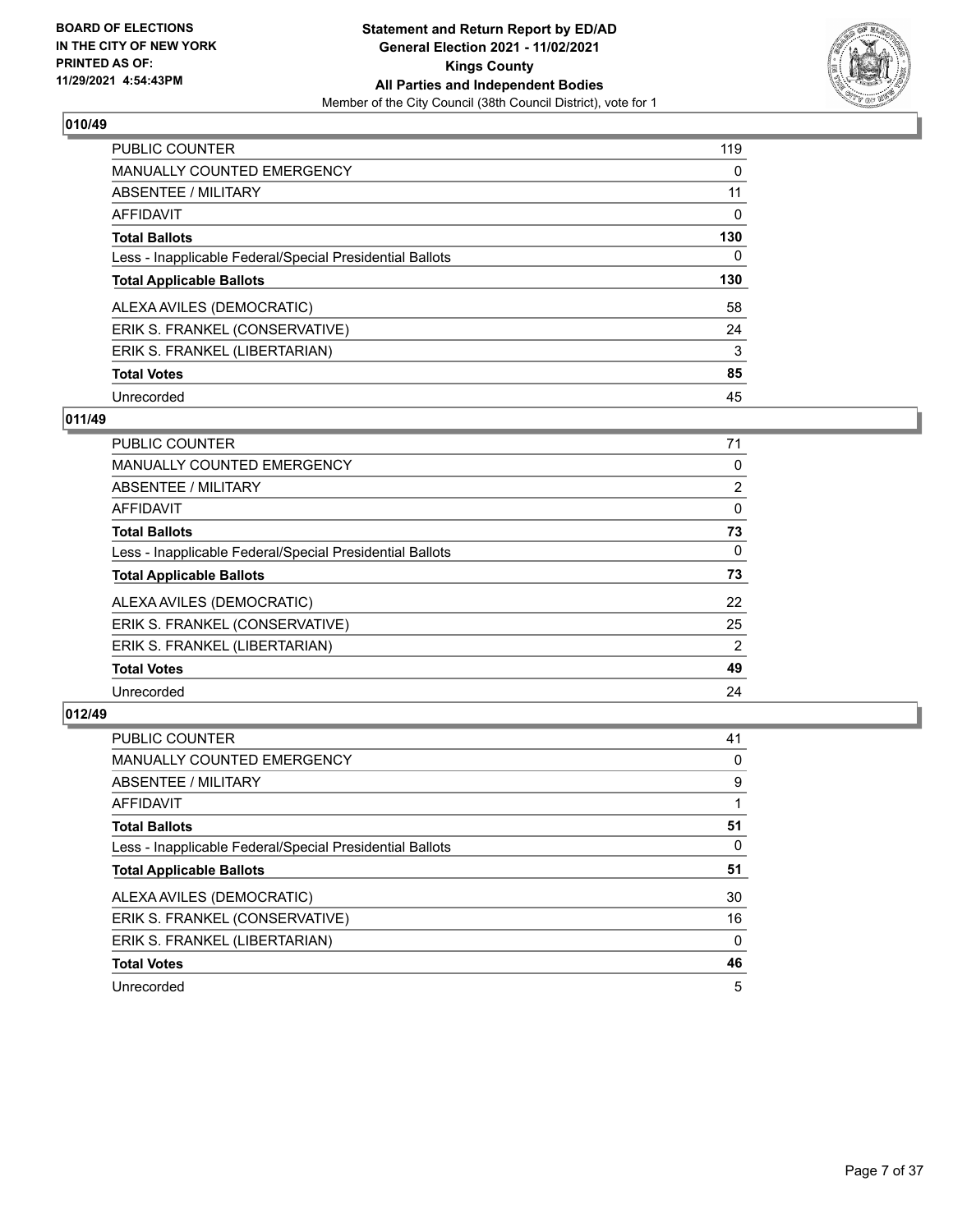## 010/49

| | |
|---|---|
| PUBLIC COUNTER | 119 |
| MANUALLY COUNTED EMERGENCY | 0 |
| ABSENTEE / MILITARY | 11 |
| AFFIDAVIT | 0 |
| **Total Ballots** | **130** |
| Less - Inapplicable Federal/Special Presidential Ballots | 0 |
| **Total Applicable Ballots** | **130** |
| ALEXA AVILES (DEMOCRATIC) | 58 |
| ERIK S. FRANKEL (CONSERVATIVE) | 24 |
| ERIK S. FRANKEL (LIBERTARIAN) | 3 |
| **Total Votes** | **85** |
| Unrecorded | 45 |

## 011/49

| | |
|---|---|
| PUBLIC COUNTER | 71 |
| MANUALLY COUNTED EMERGENCY | 0 |
| ABSENTEE / MILITARY | 2 |
| AFFIDAVIT | 0 |
| **Total Ballots** | **73** |
| Less - Inapplicable Federal/Special Presidential Ballots | 0 |
| **Total Applicable Ballots** | **73** |
| ALEXA AVILES (DEMOCRATIC) | 22 |
| ERIK S. FRANKEL (CONSERVATIVE) | 25 |
| ERIK S. FRANKEL (LIBERTARIAN) | 2 |
| **Total Votes** | **49** |
| Unrecorded | 24 |

## 012/49

| | |
|---|---|
| PUBLIC COUNTER | 41 |
| MANUALLY COUNTED EMERGENCY | 0 |
| ABSENTEE / MILITARY | 9 |
| AFFIDAVIT | 1 |
| **Total Ballots** | **51** |
| Less - Inapplicable Federal/Special Presidential Ballots | 0 |
| **Total Applicable Ballots** | **51** |
| ALEXA AVILES (DEMOCRATIC) | 30 |
| ERIK S. FRANKEL (CONSERVATIVE) | 16 |
| ERIK S. FRANKEL (LIBERTARIAN) | 0 |
| **Total Votes** | **46** |
| Unrecorded | 5 |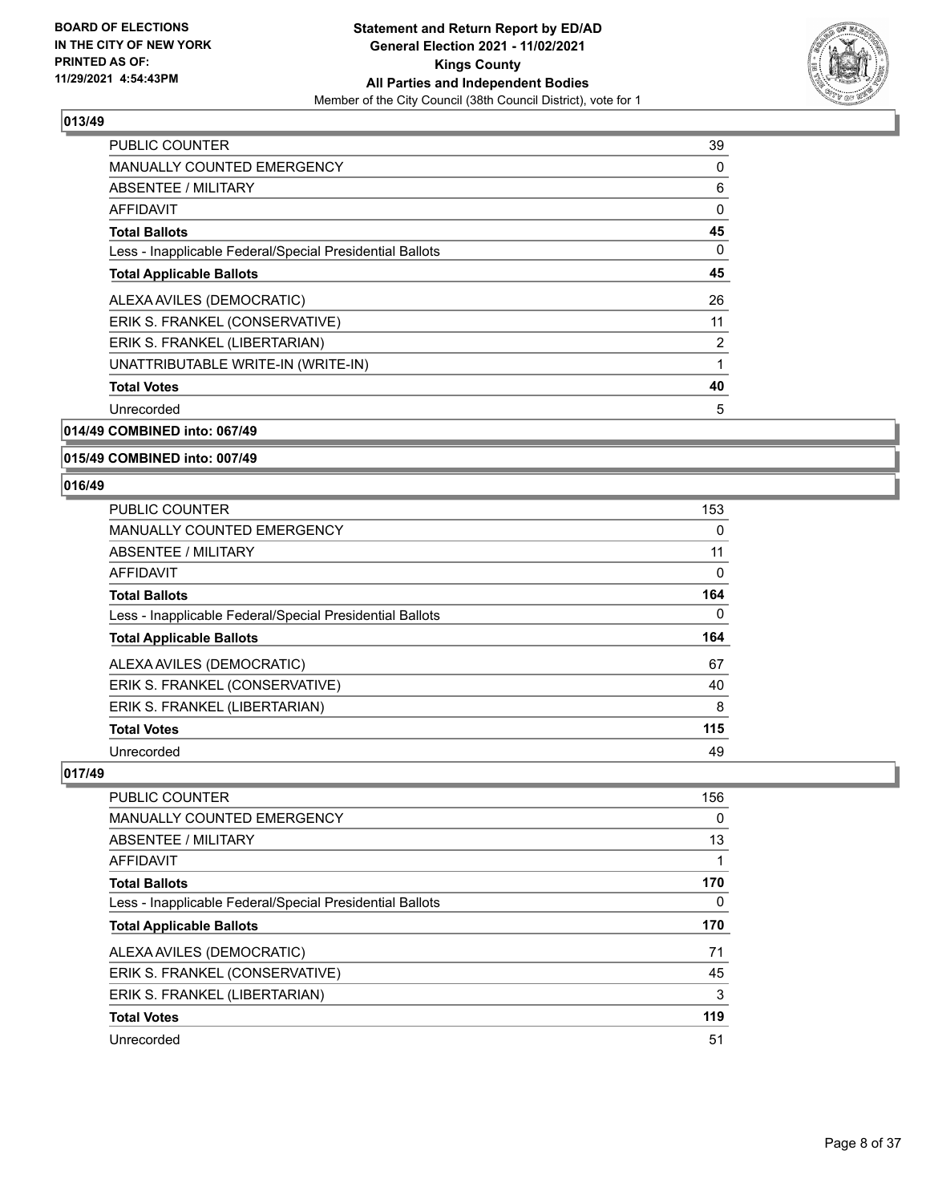## 013/49

| | |
|---|---|
| PUBLIC COUNTER | 39 |
| MANUALLY COUNTED EMERGENCY | 0 |
| ABSENTEE / MILITARY | 6 |
| AFFIDAVIT | 0 |
| **Total Ballots** | **45** |
| Less - Inapplicable Federal/Special Presidential Ballots | 0 |
| **Total Applicable Ballots** | **45** |
| ALEXA AVILES (DEMOCRATIC) | 26 |
| ERIK S. FRANKEL (CONSERVATIVE) | 11 |
| ERIK S. FRANKEL (LIBERTARIAN) | 2 |
| UNATTRIBUTABLE WRITE-IN (WRITE-IN) | 1 |
| **Total Votes** | **40** |
| Unrecorded | 5 |

## 014/49 COMBINED into: 067/49

## 015/49 COMBINED into: 007/49

## 016/49

| | |
|---|---|
| PUBLIC COUNTER | 153 |
| MANUALLY COUNTED EMERGENCY | 0 |
| ABSENTEE / MILITARY | 11 |
| AFFIDAVIT | 0 |
| **Total Ballots** | **164** |
| Less - Inapplicable Federal/Special Presidential Ballots | 0 |
| **Total Applicable Ballots** | **164** |
| ALEXA AVILES (DEMOCRATIC) | 67 |
| ERIK S. FRANKEL (CONSERVATIVE) | 40 |
| ERIK S. FRANKEL (LIBERTARIAN) | 8 |
| **Total Votes** | **115** |
| Unrecorded | 49 |

## 017/49

| | |
|---|---|
| PUBLIC COUNTER | 156 |
| MANUALLY COUNTED EMERGENCY | 0 |
| ABSENTEE / MILITARY | 13 |
| AFFIDAVIT | 1 |
| **Total Ballots** | **170** |
| Less - Inapplicable Federal/Special Presidential Ballots | 0 |
| **Total Applicable Ballots** | **170** |
| ALEXA AVILES (DEMOCRATIC) | 71 |
| ERIK S. FRANKEL (CONSERVATIVE) | 45 |
| ERIK S. FRANKEL (LIBERTARIAN) | 3 |
| **Total Votes** | **119** |
| Unrecorded | 51 |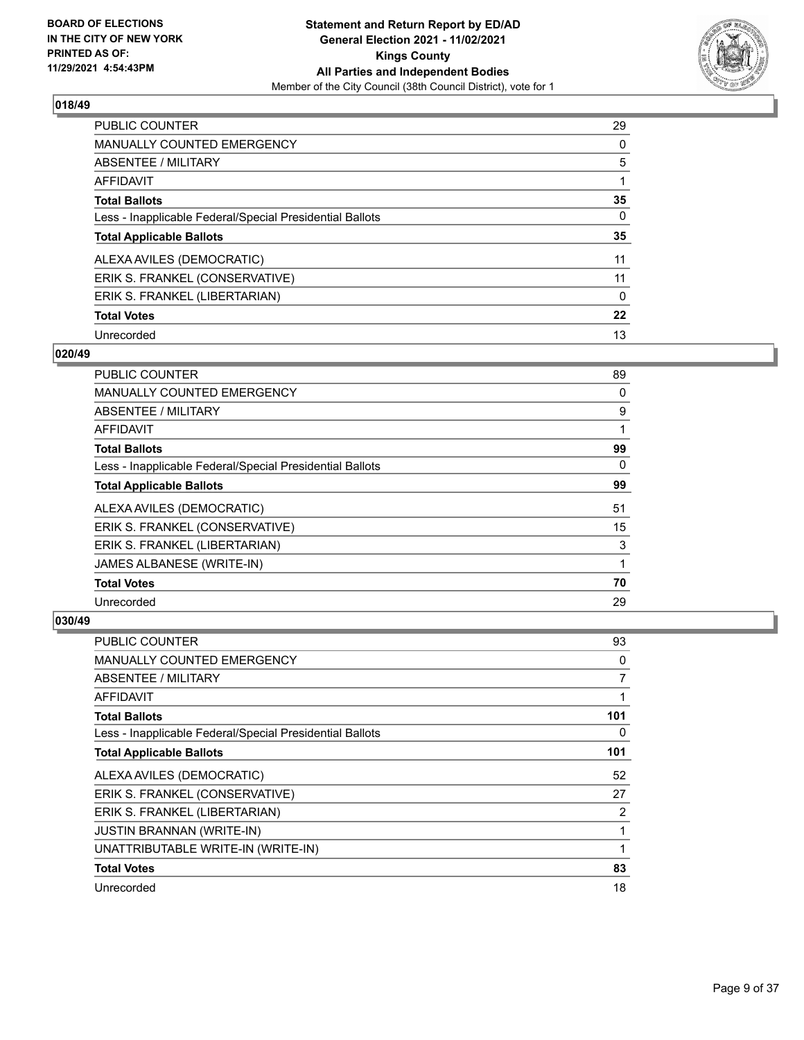**BOARD OF ELECTIONS IN THE CITY OF NEW YORK PRINTED AS OF: 11/29/2021 4:54:43PM**

**Statement and Return Report by ED/AD General Election 2021 - 11/02/2021 Kings County All Parties and Independent Bodies**

Member of the City Council (38th Council District), vote for 1

## 018/49

| | |
|---|---|
| PUBLIC COUNTER | 29 |
| MANUALLY COUNTED EMERGENCY | 0 |
| ABSENTEE / MILITARY | 5 |
| AFFIDAVIT | 1 |
| **Total Ballots** | **35** |
| Less - Inapplicable Federal/Special Presidential Ballots | 0 |
| **Total Applicable Ballots** | **35** |
| ALEXA AVILES (DEMOCRATIC) | 11 |
| ERIK S. FRANKEL (CONSERVATIVE) | 11 |
| ERIK S. FRANKEL (LIBERTARIAN) | 0 |
| **Total Votes** | **22** |
| Unrecorded | 13 |

## 020/49

| | |
|---|---|
| PUBLIC COUNTER | 89 |
| MANUALLY COUNTED EMERGENCY | 0 |
| ABSENTEE / MILITARY | 9 |
| AFFIDAVIT | 1 |
| **Total Ballots** | **99** |
| Less - Inapplicable Federal/Special Presidential Ballots | 0 |
| **Total Applicable Ballots** | **99** |
| ALEXA AVILES (DEMOCRATIC) | 51 |
| ERIK S. FRANKEL (CONSERVATIVE) | 15 |
| ERIK S. FRANKEL (LIBERTARIAN) | 3 |
| JAMES ALBANESE (WRITE-IN) | 1 |
| **Total Votes** | **70** |
| Unrecorded | 29 |

## 030/49

| | |
|---|---|
| PUBLIC COUNTER | 93 |
| MANUALLY COUNTED EMERGENCY | 0 |
| ABSENTEE / MILITARY | 7 |
| AFFIDAVIT | 1 |
| **Total Ballots** | **101** |
| Less - Inapplicable Federal/Special Presidential Ballots | 0 |
| **Total Applicable Ballots** | **101** |
| ALEXA AVILES (DEMOCRATIC) | 52 |
| ERIK S. FRANKEL (CONSERVATIVE) | 27 |
| ERIK S. FRANKEL (LIBERTARIAN) | 2 |
| JUSTIN BRANNAN (WRITE-IN) | 1 |
| UNATTRIBUTABLE WRITE-IN (WRITE-IN) | 1 |
| **Total Votes** | **83** |
| Unrecorded | 18 |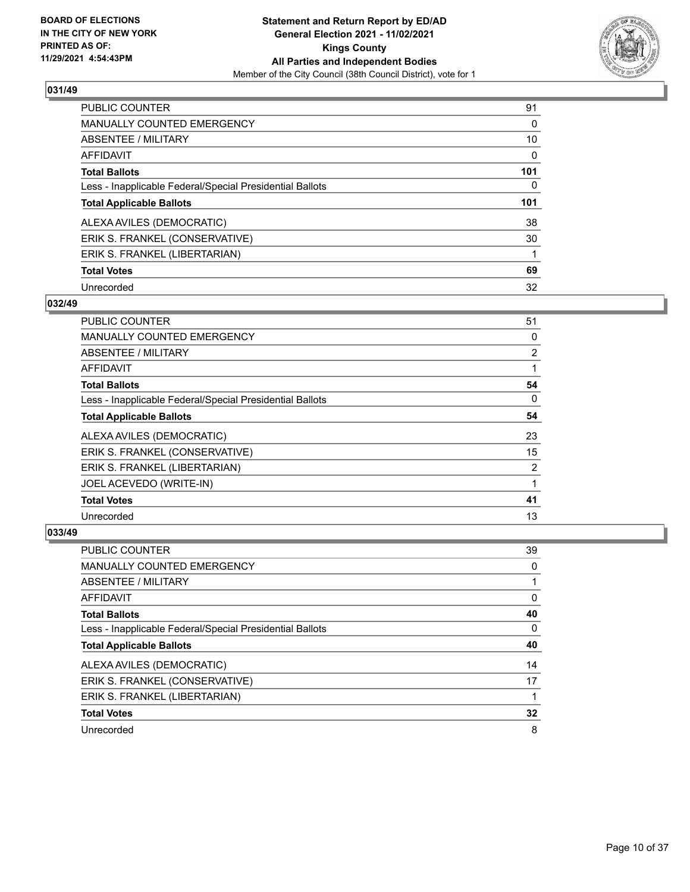**BOARD OF ELECTIONS IN THE CITY OF NEW YORK PRINTED AS OF: 11/29/2021 4:54:43PM**

**Statement and Return Report by ED/AD**
**General Election 2021 - 11/02/2021**
**Kings County**
**All Parties and Independent Bodies**
Member of the City Council (38th Council District), vote for 1

### 031/49

| | |
|---|---|
| PUBLIC COUNTER | 91 |
| MANUALLY COUNTED EMERGENCY | 0 |
| ABSENTEE / MILITARY | 10 |
| AFFIDAVIT | 0 |
| **Total Ballots** | **101** |
| Less - Inapplicable Federal/Special Presidential Ballots | 0 |
| **Total Applicable Ballots** | **101** |
| ALEXA AVILES (DEMOCRATIC) | 38 |
| ERIK S. FRANKEL (CONSERVATIVE) | 30 |
| ERIK S. FRANKEL (LIBERTARIAN) | 1 |
| **Total Votes** | **69** |
| Unrecorded | 32 |

### 032/49

| | |
|---|---|
| PUBLIC COUNTER | 51 |
| MANUALLY COUNTED EMERGENCY | 0 |
| ABSENTEE / MILITARY | 2 |
| AFFIDAVIT | 1 |
| **Total Ballots** | **54** |
| Less - Inapplicable Federal/Special Presidential Ballots | 0 |
| **Total Applicable Ballots** | **54** |
| ALEXA AVILES (DEMOCRATIC) | 23 |
| ERIK S. FRANKEL (CONSERVATIVE) | 15 |
| ERIK S. FRANKEL (LIBERTARIAN) | 2 |
| JOEL ACEVEDO (WRITE-IN) | 1 |
| **Total Votes** | **41** |
| Unrecorded | 13 |

### 033/49

| | |
|---|---|
| PUBLIC COUNTER | 39 |
| MANUALLY COUNTED EMERGENCY | 0 |
| ABSENTEE / MILITARY | 1 |
| AFFIDAVIT | 0 |
| **Total Ballots** | **40** |
| Less - Inapplicable Federal/Special Presidential Ballots | 0 |
| **Total Applicable Ballots** | **40** |
| ALEXA AVILES (DEMOCRATIC) | 14 |
| ERIK S. FRANKEL (CONSERVATIVE) | 17 |
| ERIK S. FRANKEL (LIBERTARIAN) | 1 |
| **Total Votes** | **32** |
| Unrecorded | 8 |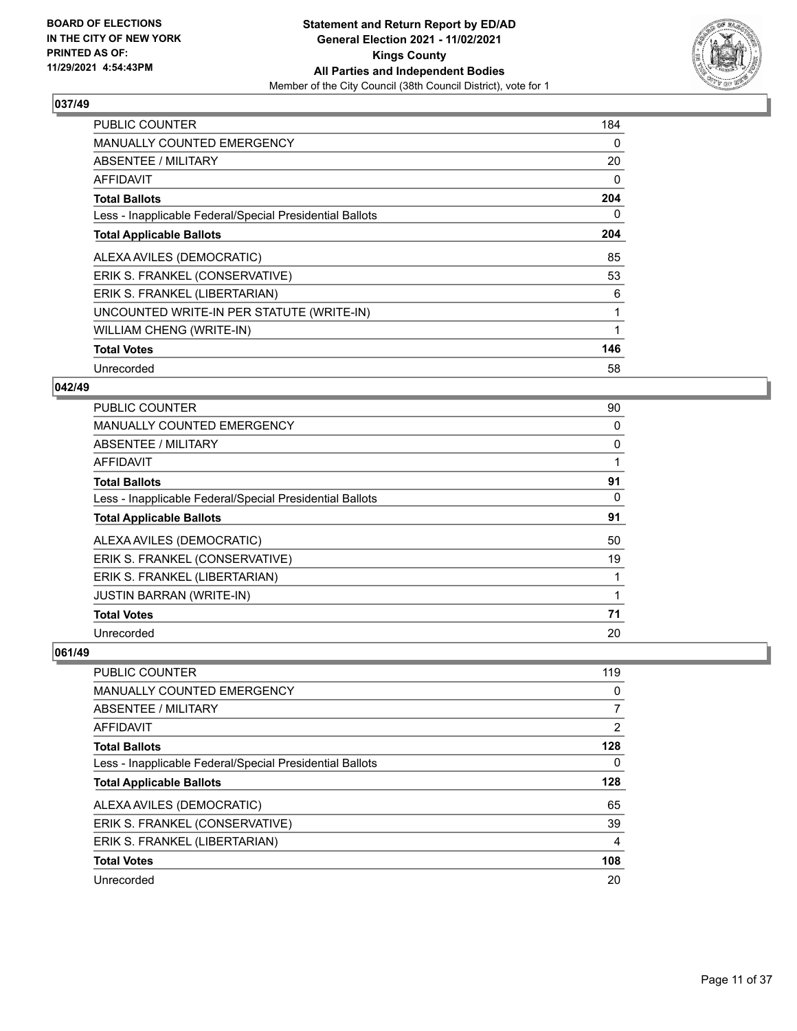**BOARD OF ELECTIONS IN THE CITY OF NEW YORK PRINTED AS OF: 11/29/2021 4:54:43PM**

**Statement and Return Report by ED/AD General Election 2021 - 11/02/2021 Kings County All Parties and Independent Bodies**

Member of the City Council (38th Council District), vote for 1

### 037/49

| | |
|---|---|
| PUBLIC COUNTER | 184 |
| MANUALLY COUNTED EMERGENCY | 0 |
| ABSENTEE / MILITARY | 20 |
| AFFIDAVIT | 0 |
| **Total Ballots** | **204** |
| Less - Inapplicable Federal/Special Presidential Ballots | 0 |
| **Total Applicable Ballots** | **204** |
| ALEXA AVILES (DEMOCRATIC) | 85 |
| ERIK S. FRANKEL (CONSERVATIVE) | 53 |
| ERIK S. FRANKEL (LIBERTARIAN) | 6 |
| UNCOUNTED WRITE-IN PER STATUTE (WRITE-IN) | 1 |
| WILLIAM CHENG (WRITE-IN) | 1 |
| **Total Votes** | **146** |
| Unrecorded | 58 |

### 042/49

| | |
|---|---|
| PUBLIC COUNTER | 90 |
| MANUALLY COUNTED EMERGENCY | 0 |
| ABSENTEE / MILITARY | 0 |
| AFFIDAVIT | 1 |
| **Total Ballots** | **91** |
| Less - Inapplicable Federal/Special Presidential Ballots | 0 |
| **Total Applicable Ballots** | **91** |
| ALEXA AVILES (DEMOCRATIC) | 50 |
| ERIK S. FRANKEL (CONSERVATIVE) | 19 |
| ERIK S. FRANKEL (LIBERTARIAN) | 1 |
| JUSTIN BARRAN (WRITE-IN) | 1 |
| **Total Votes** | **71** |
| Unrecorded | 20 |

### 061/49

| | |
|---|---|
| PUBLIC COUNTER | 119 |
| MANUALLY COUNTED EMERGENCY | 0 |
| ABSENTEE / MILITARY | 7 |
| AFFIDAVIT | 2 |
| **Total Ballots** | **128** |
| Less - Inapplicable Federal/Special Presidential Ballots | 0 |
| **Total Applicable Ballots** | **128** |
| ALEXA AVILES (DEMOCRATIC) | 65 |
| ERIK S. FRANKEL (CONSERVATIVE) | 39 |
| ERIK S. FRANKEL (LIBERTARIAN) | 4 |
| **Total Votes** | **108** |
| Unrecorded | 20 |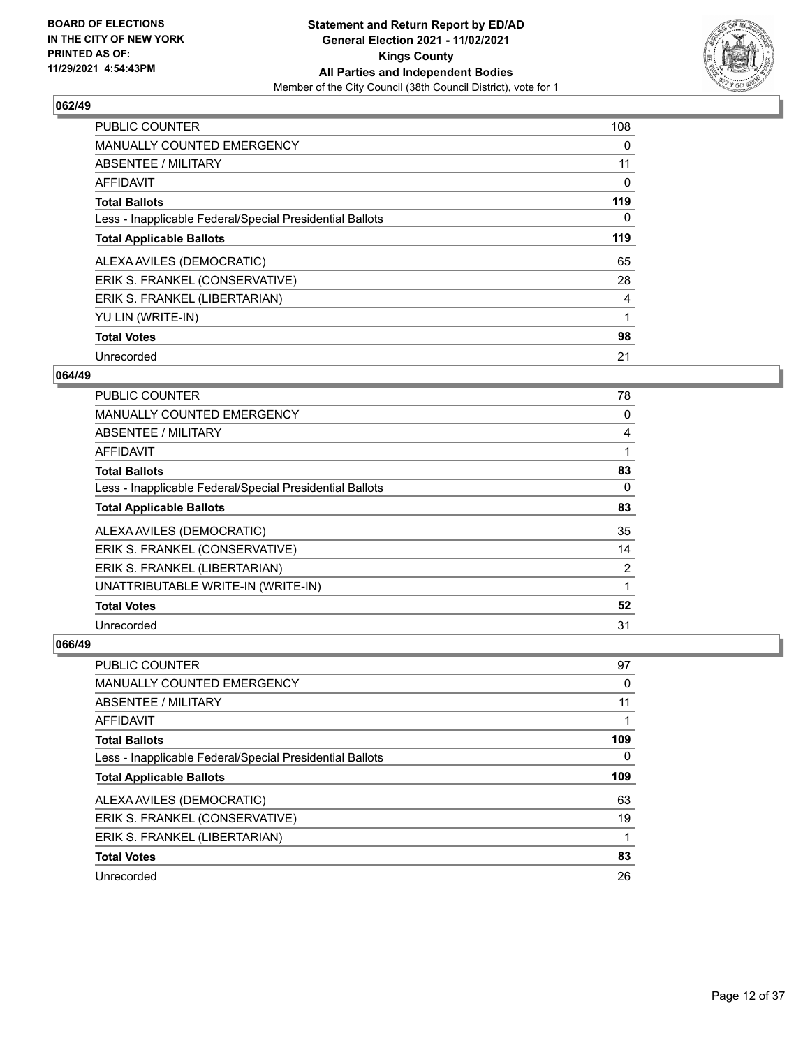## 062/49

| | |
|---|---|
| PUBLIC COUNTER | 108 |
| MANUALLY COUNTED EMERGENCY | 0 |
| ABSENTEE / MILITARY | 11 |
| AFFIDAVIT | 0 |
| **Total Ballots** | **119** |
| Less - Inapplicable Federal/Special Presidential Ballots | 0 |
| **Total Applicable Ballots** | **119** |
| ALEXA AVILES (DEMOCRATIC) | 65 |
| ERIK S. FRANKEL (CONSERVATIVE) | 28 |
| ERIK S. FRANKEL (LIBERTARIAN) | 4 |
| YU LIN (WRITE-IN) | 1 |
| **Total Votes** | **98** |
| Unrecorded | 21 |

## 064/49

| | |
|---|---|
| PUBLIC COUNTER | 78 |
| MANUALLY COUNTED EMERGENCY | 0 |
| ABSENTEE / MILITARY | 4 |
| AFFIDAVIT | 1 |
| **Total Ballots** | **83** |
| Less - Inapplicable Federal/Special Presidential Ballots | 0 |
| **Total Applicable Ballots** | **83** |
| ALEXA AVILES (DEMOCRATIC) | 35 |
| ERIK S. FRANKEL (CONSERVATIVE) | 14 |
| ERIK S. FRANKEL (LIBERTARIAN) | 2 |
| UNATTRIBUTABLE WRITE-IN (WRITE-IN) | 1 |
| **Total Votes** | **52** |
| Unrecorded | 31 |

## 066/49

| | |
|---|---|
| PUBLIC COUNTER | 97 |
| MANUALLY COUNTED EMERGENCY | 0 |
| ABSENTEE / MILITARY | 11 |
| AFFIDAVIT | 1 |
| **Total Ballots** | **109** |
| Less - Inapplicable Federal/Special Presidential Ballots | 0 |
| **Total Applicable Ballots** | **109** |
| ALEXA AVILES (DEMOCRATIC) | 63 |
| ERIK S. FRANKEL (CONSERVATIVE) | 19 |
| ERIK S. FRANKEL (LIBERTARIAN) | 1 |
| **Total Votes** | **83** |
| Unrecorded | 26 |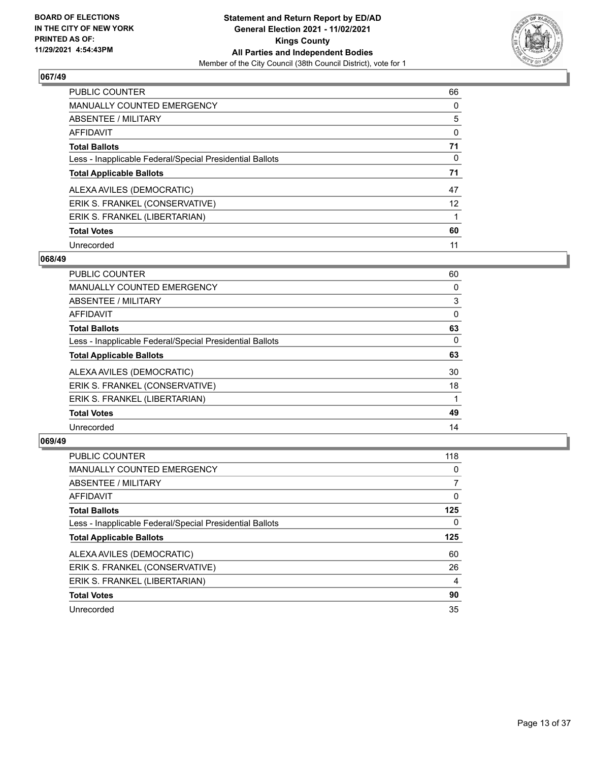BOARD OF ELECTIONS
IN THE CITY OF NEW YORK
PRINTED AS OF:
11/29/2021 4:54:43PM

**Statement and Return Report by ED/AD**
**General Election 2021 - 11/02/2021**
**Kings County**
**All Parties and Independent Bodies**
Member of the City Council (38th Council District), vote for 1

### 067/49

| | |
|---|---|
| PUBLIC COUNTER | 66 |
| MANUALLY COUNTED EMERGENCY | 0 |
| ABSENTEE / MILITARY | 5 |
| AFFIDAVIT | 0 |
| **Total Ballots** | **71** |
| Less - Inapplicable Federal/Special Presidential Ballots | 0 |
| **Total Applicable Ballots** | **71** |
| ALEXA AVILES (DEMOCRATIC) | 47 |
| ERIK S. FRANKEL (CONSERVATIVE) | 12 |
| ERIK S. FRANKEL (LIBERTARIAN) | 1 |
| **Total Votes** | **60** |
| Unrecorded | 11 |

### 068/49

| | |
|---|---|
| PUBLIC COUNTER | 60 |
| MANUALLY COUNTED EMERGENCY | 0 |
| ABSENTEE / MILITARY | 3 |
| AFFIDAVIT | 0 |
| **Total Ballots** | **63** |
| Less - Inapplicable Federal/Special Presidential Ballots | 0 |
| **Total Applicable Ballots** | **63** |
| ALEXA AVILES (DEMOCRATIC) | 30 |
| ERIK S. FRANKEL (CONSERVATIVE) | 18 |
| ERIK S. FRANKEL (LIBERTARIAN) | 1 |
| **Total Votes** | **49** |
| Unrecorded | 14 |

### 069/49

| | |
|---|---|
| PUBLIC COUNTER | 118 |
| MANUALLY COUNTED EMERGENCY | 0 |
| ABSENTEE / MILITARY | 7 |
| AFFIDAVIT | 0 |
| **Total Ballots** | **125** |
| Less - Inapplicable Federal/Special Presidential Ballots | 0 |
| **Total Applicable Ballots** | **125** |
| ALEXA AVILES (DEMOCRATIC) | 60 |
| ERIK S. FRANKEL (CONSERVATIVE) | 26 |
| ERIK S. FRANKEL (LIBERTARIAN) | 4 |
| **Total Votes** | **90** |
| Unrecorded | 35 |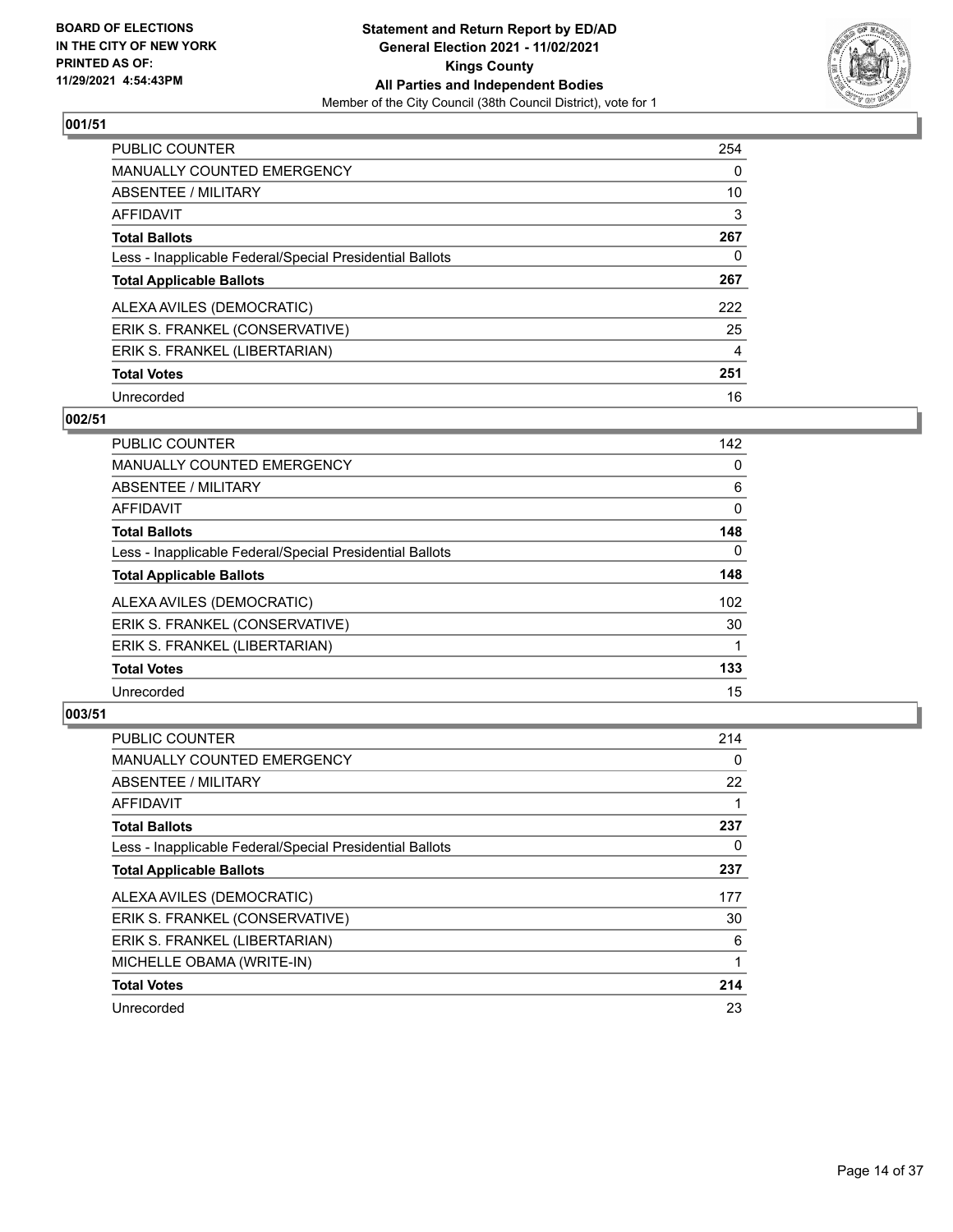BOARD OF ELECTIONS
IN THE CITY OF NEW YORK
PRINTED AS OF:
11/29/2021 4:54:43PM

**Statement and Return Report by ED/AD**
**General Election 2021 - 11/02/2021**
**Kings County**
**All Parties and Independent Bodies**
Member of the City Council (38th Council District), vote for 1

## 001/51

| | |
|---|---|
| PUBLIC COUNTER | 254 |
| MANUALLY COUNTED EMERGENCY | 0 |
| ABSENTEE / MILITARY | 10 |
| AFFIDAVIT | 3 |
| **Total Ballots** | **267** |
| Less - Inapplicable Federal/Special Presidential Ballots | 0 |
| **Total Applicable Ballots** | **267** |
| ALEXA AVILES (DEMOCRATIC) | 222 |
| ERIK S. FRANKEL (CONSERVATIVE) | 25 |
| ERIK S. FRANKEL (LIBERTARIAN) | 4 |
| **Total Votes** | **251** |
| Unrecorded | 16 |

## 002/51

| | |
|---|---|
| PUBLIC COUNTER | 142 |
| MANUALLY COUNTED EMERGENCY | 0 |
| ABSENTEE / MILITARY | 6 |
| AFFIDAVIT | 0 |
| **Total Ballots** | **148** |
| Less - Inapplicable Federal/Special Presidential Ballots | 0 |
| **Total Applicable Ballots** | **148** |
| ALEXA AVILES (DEMOCRATIC) | 102 |
| ERIK S. FRANKEL (CONSERVATIVE) | 30 |
| ERIK S. FRANKEL (LIBERTARIAN) | 1 |
| **Total Votes** | **133** |
| Unrecorded | 15 |

## 003/51

| | |
|---|---|
| PUBLIC COUNTER | 214 |
| MANUALLY COUNTED EMERGENCY | 0 |
| ABSENTEE / MILITARY | 22 |
| AFFIDAVIT | 1 |
| **Total Ballots** | **237** |
| Less - Inapplicable Federal/Special Presidential Ballots | 0 |
| **Total Applicable Ballots** | **237** |
| ALEXA AVILES (DEMOCRATIC) | 177 |
| ERIK S. FRANKEL (CONSERVATIVE) | 30 |
| ERIK S. FRANKEL (LIBERTARIAN) | 6 |
| MICHELLE OBAMA (WRITE-IN) | 1 |
| **Total Votes** | **214** |
| Unrecorded | 23 |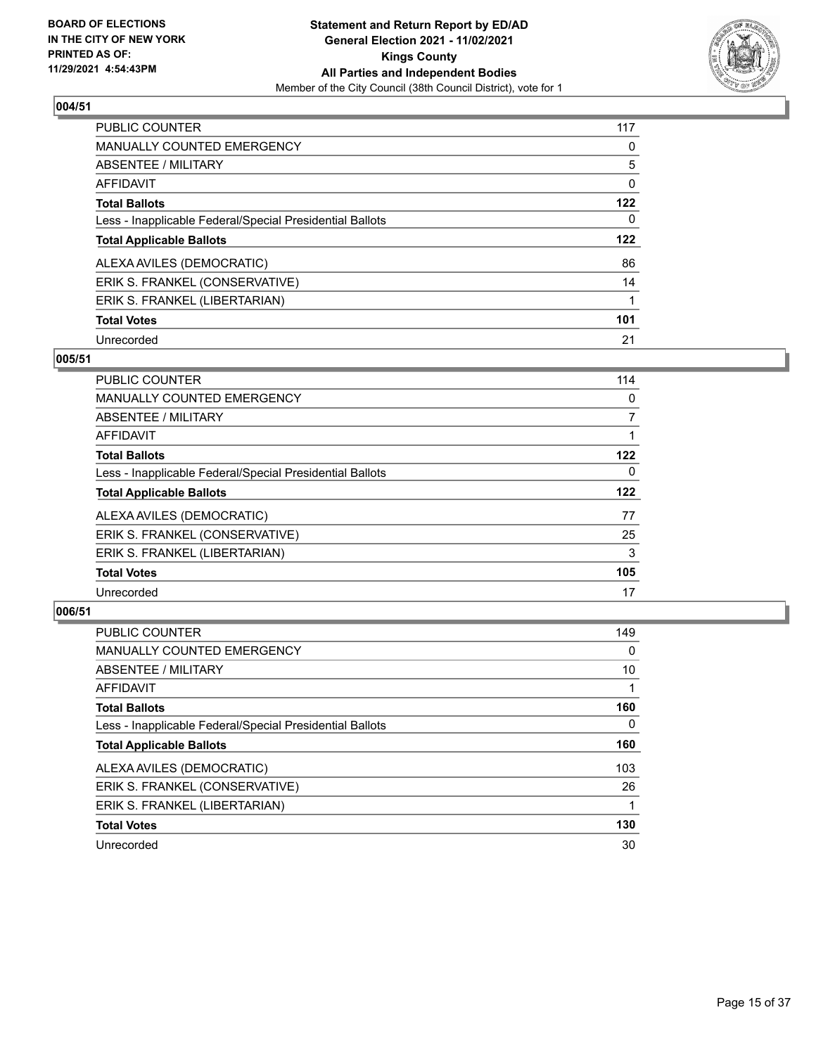**BOARD OF ELECTIONS IN THE CITY OF NEW YORK PRINTED AS OF: 11/29/2021 4:54:43PM**

**Statement and Return Report by ED/AD General Election 2021 - 11/02/2021 Kings County All Parties and Independent Bodies**

Member of the City Council (38th Council District), vote for 1

## 004/51

| | |
|---|---|
| PUBLIC COUNTER | 117 |
| MANUALLY COUNTED EMERGENCY | 0 |
| ABSENTEE / MILITARY | 5 |
| AFFIDAVIT | 0 |
| **Total Ballots** | **122** |
| Less - Inapplicable Federal/Special Presidential Ballots | 0 |
| **Total Applicable Ballots** | **122** |
| ALEXA AVILES (DEMOCRATIC) | 86 |
| ERIK S. FRANKEL (CONSERVATIVE) | 14 |
| ERIK S. FRANKEL (LIBERTARIAN) | 1 |
| **Total Votes** | **101** |
| Unrecorded | 21 |

## 005/51

| | |
|---|---|
| PUBLIC COUNTER | 114 |
| MANUALLY COUNTED EMERGENCY | 0 |
| ABSENTEE / MILITARY | 7 |
| AFFIDAVIT | 1 |
| **Total Ballots** | **122** |
| Less - Inapplicable Federal/Special Presidential Ballots | 0 |
| **Total Applicable Ballots** | **122** |
| ALEXA AVILES (DEMOCRATIC) | 77 |
| ERIK S. FRANKEL (CONSERVATIVE) | 25 |
| ERIK S. FRANKEL (LIBERTARIAN) | 3 |
| **Total Votes** | **105** |
| Unrecorded | 17 |

## 006/51

| | |
|---|---|
| PUBLIC COUNTER | 149 |
| MANUALLY COUNTED EMERGENCY | 0 |
| ABSENTEE / MILITARY | 10 |
| AFFIDAVIT | 1 |
| **Total Ballots** | **160** |
| Less - Inapplicable Federal/Special Presidential Ballots | 0 |
| **Total Applicable Ballots** | **160** |
| ALEXA AVILES (DEMOCRATIC) | 103 |
| ERIK S. FRANKEL (CONSERVATIVE) | 26 |
| ERIK S. FRANKEL (LIBERTARIAN) | 1 |
| **Total Votes** | **130** |
| Unrecorded | 30 |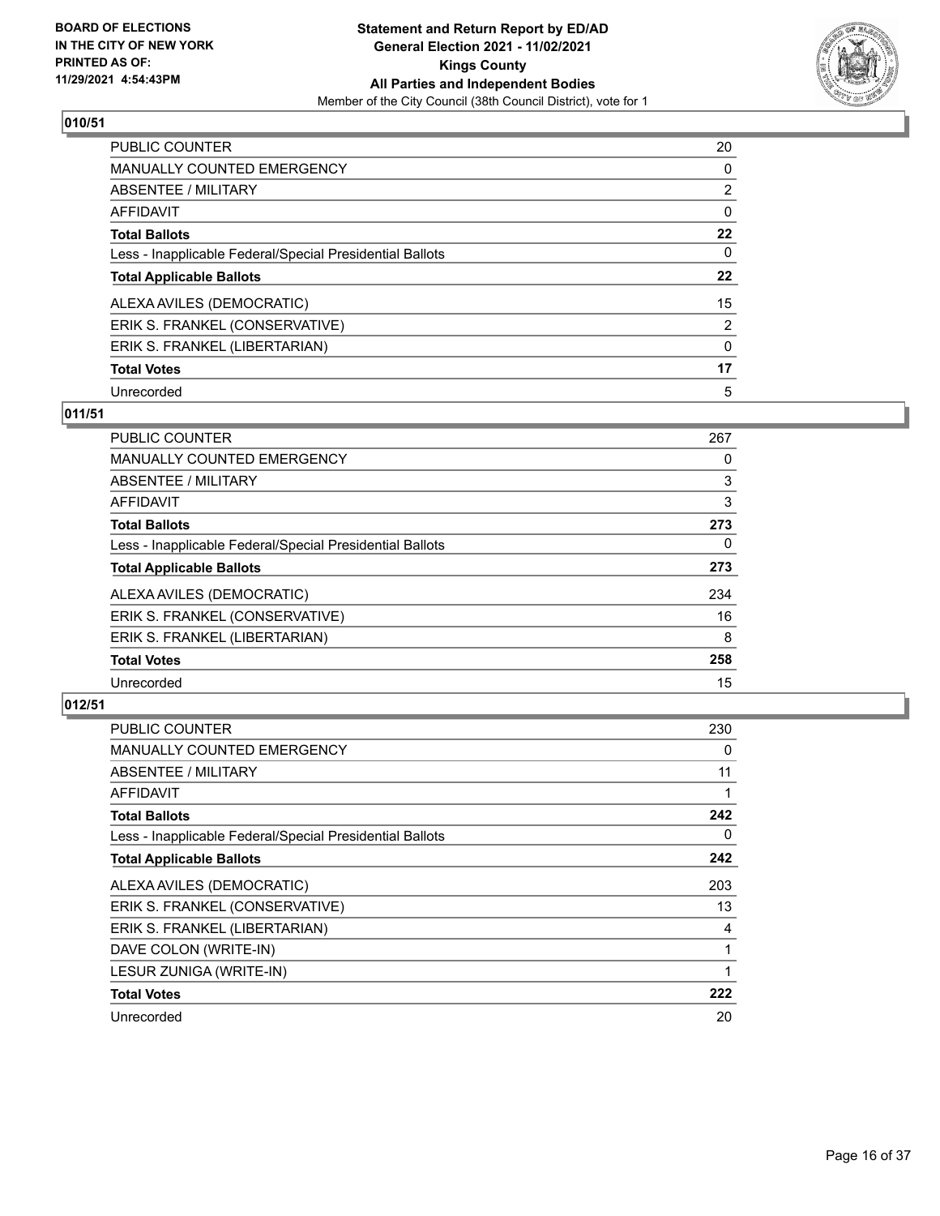## 010/51

| | |
|---|---|
| PUBLIC COUNTER | 20 |
| MANUALLY COUNTED EMERGENCY | 0 |
| ABSENTEE / MILITARY | 2 |
| AFFIDAVIT | 0 |
| **Total Ballots** | **22** |
| Less - Inapplicable Federal/Special Presidential Ballots | 0 |
| **Total Applicable Ballots** | **22** |
| ALEXA AVILES (DEMOCRATIC) | 15 |
| ERIK S. FRANKEL (CONSERVATIVE) | 2 |
| ERIK S. FRANKEL (LIBERTARIAN) | 0 |
| **Total Votes** | **17** |
| Unrecorded | 5 |

## 011/51

| | |
|---|---|
| PUBLIC COUNTER | 267 |
| MANUALLY COUNTED EMERGENCY | 0 |
| ABSENTEE / MILITARY | 3 |
| AFFIDAVIT | 3 |
| **Total Ballots** | **273** |
| Less - Inapplicable Federal/Special Presidential Ballots | 0 |
| **Total Applicable Ballots** | **273** |
| ALEXA AVILES (DEMOCRATIC) | 234 |
| ERIK S. FRANKEL (CONSERVATIVE) | 16 |
| ERIK S. FRANKEL (LIBERTARIAN) | 8 |
| **Total Votes** | **258** |
| Unrecorded | 15 |

## 012/51

| | |
|---|---|
| PUBLIC COUNTER | 230 |
| MANUALLY COUNTED EMERGENCY | 0 |
| ABSENTEE / MILITARY | 11 |
| AFFIDAVIT | 1 |
| **Total Ballots** | **242** |
| Less - Inapplicable Federal/Special Presidential Ballots | 0 |
| **Total Applicable Ballots** | **242** |
| ALEXA AVILES (DEMOCRATIC) | 203 |
| ERIK S. FRANKEL (CONSERVATIVE) | 13 |
| ERIK S. FRANKEL (LIBERTARIAN) | 4 |
| DAVE COLON (WRITE-IN) | 1 |
| LESUR ZUNIGA (WRITE-IN) | 1 |
| **Total Votes** | **222** |
| Unrecorded | 20 |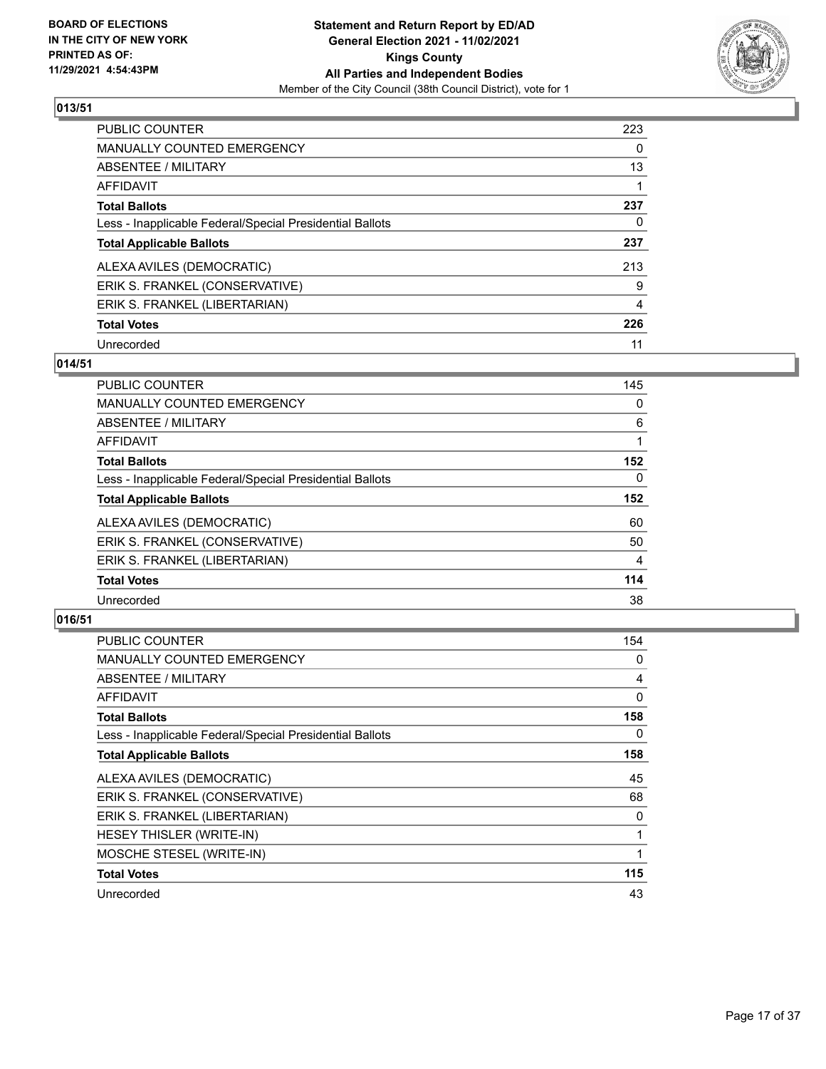**BOARD OF ELECTIONS IN THE CITY OF NEW YORK PRINTED AS OF: 11/29/2021 4:54:43PM**

**Statement and Return Report by ED/AD General Election 2021 - 11/02/2021 Kings County All Parties and Independent Bodies**

Member of the City Council (38th Council District), vote for 1

## 013/51

| | |
|---|---|
| PUBLIC COUNTER | 223 |
| MANUALLY COUNTED EMERGENCY | 0 |
| ABSENTEE / MILITARY | 13 |
| AFFIDAVIT | 1 |
| **Total Ballots** | **237** |
| Less - Inapplicable Federal/Special Presidential Ballots | 0 |
| **Total Applicable Ballots** | **237** |
| ALEXA AVILES (DEMOCRATIC) | 213 |
| ERIK S. FRANKEL (CONSERVATIVE) | 9 |
| ERIK S. FRANKEL (LIBERTARIAN) | 4 |
| **Total Votes** | **226** |
| Unrecorded | 11 |

## 014/51

| | |
|---|---|
| PUBLIC COUNTER | 145 |
| MANUALLY COUNTED EMERGENCY | 0 |
| ABSENTEE / MILITARY | 6 |
| AFFIDAVIT | 1 |
| **Total Ballots** | **152** |
| Less - Inapplicable Federal/Special Presidential Ballots | 0 |
| **Total Applicable Ballots** | **152** |
| ALEXA AVILES (DEMOCRATIC) | 60 |
| ERIK S. FRANKEL (CONSERVATIVE) | 50 |
| ERIK S. FRANKEL (LIBERTARIAN) | 4 |
| **Total Votes** | **114** |
| Unrecorded | 38 |

## 016/51

| | |
|---|---|
| PUBLIC COUNTER | 154 |
| MANUALLY COUNTED EMERGENCY | 0 |
| ABSENTEE / MILITARY | 4 |
| AFFIDAVIT | 0 |
| **Total Ballots** | **158** |
| Less - Inapplicable Federal/Special Presidential Ballots | 0 |
| **Total Applicable Ballots** | **158** |
| ALEXA AVILES (DEMOCRATIC) | 45 |
| ERIK S. FRANKEL (CONSERVATIVE) | 68 |
| ERIK S. FRANKEL (LIBERTARIAN) | 0 |
| HESEY THISLER (WRITE-IN) | 1 |
| MOSCHE STESEL (WRITE-IN) | 1 |
| **Total Votes** | **115** |
| Unrecorded | 43 |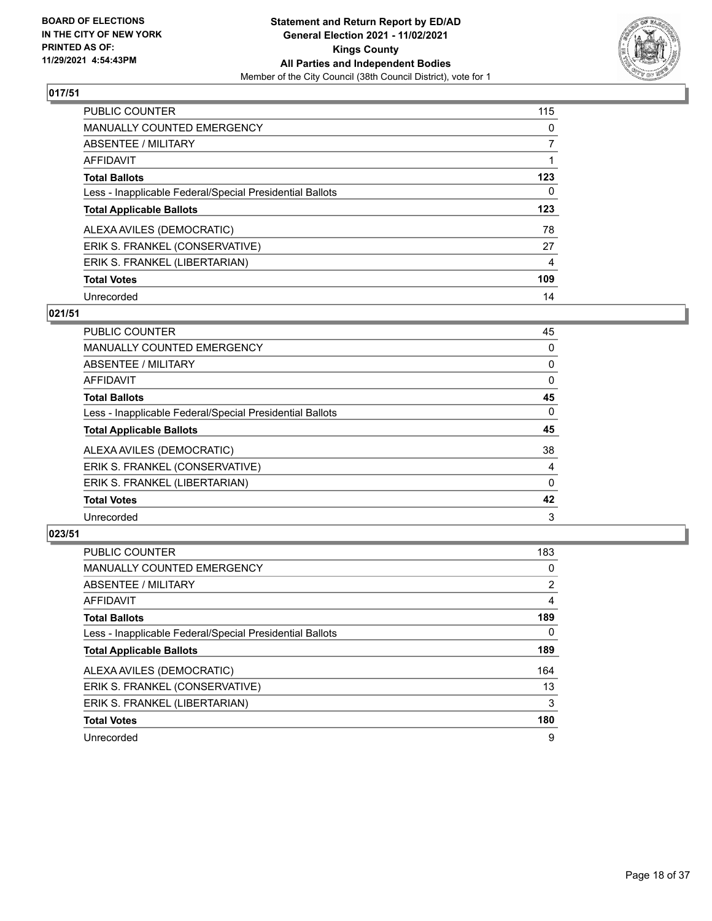## 017/51

| | |
|---|---|
| PUBLIC COUNTER | 115 |
| MANUALLY COUNTED EMERGENCY | 0 |
| ABSENTEE / MILITARY | 7 |
| AFFIDAVIT | 1 |
| **Total Ballots** | **123** |
| Less - Inapplicable Federal/Special Presidential Ballots | 0 |
| **Total Applicable Ballots** | **123** |
| ALEXA AVILES (DEMOCRATIC) | 78 |
| ERIK S. FRANKEL (CONSERVATIVE) | 27 |
| ERIK S. FRANKEL (LIBERTARIAN) | 4 |
| **Total Votes** | **109** |
| Unrecorded | 14 |

## 021/51

| | |
|---|---|
| PUBLIC COUNTER | 45 |
| MANUALLY COUNTED EMERGENCY | 0 |
| ABSENTEE / MILITARY | 0 |
| AFFIDAVIT | 0 |
| **Total Ballots** | **45** |
| Less - Inapplicable Federal/Special Presidential Ballots | 0 |
| **Total Applicable Ballots** | **45** |
| ALEXA AVILES (DEMOCRATIC) | 38 |
| ERIK S. FRANKEL (CONSERVATIVE) | 4 |
| ERIK S. FRANKEL (LIBERTARIAN) | 0 |
| **Total Votes** | **42** |
| Unrecorded | 3 |

## 023/51

| | |
|---|---|
| PUBLIC COUNTER | 183 |
| MANUALLY COUNTED EMERGENCY | 0 |
| ABSENTEE / MILITARY | 2 |
| AFFIDAVIT | 4 |
| **Total Ballots** | **189** |
| Less - Inapplicable Federal/Special Presidential Ballots | 0 |
| **Total Applicable Ballots** | **189** |
| ALEXA AVILES (DEMOCRATIC) | 164 |
| ERIK S. FRANKEL (CONSERVATIVE) | 13 |
| ERIK S. FRANKEL (LIBERTARIAN) | 3 |
| **Total Votes** | **180** |
| Unrecorded | 9 |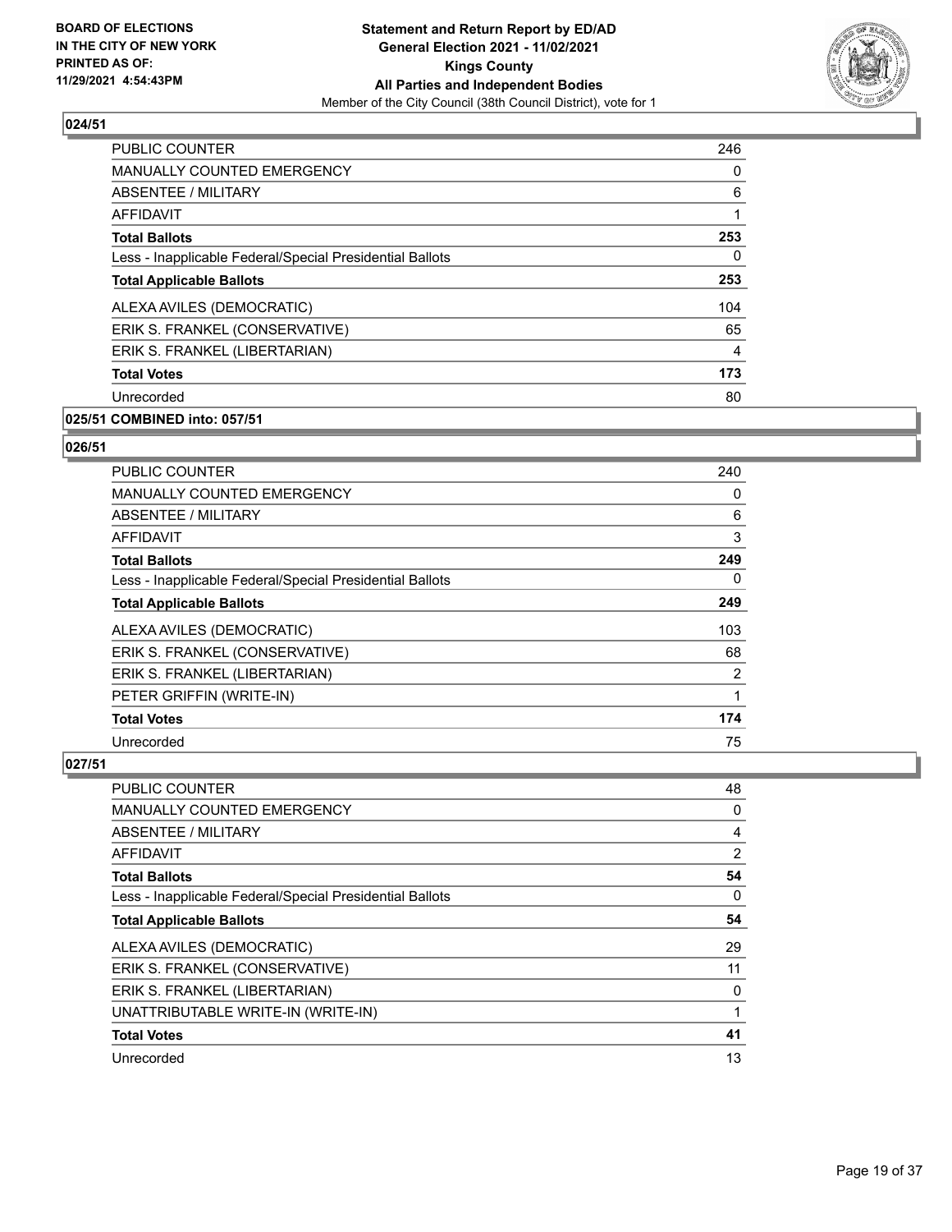### 024/51

| | |
|---|---|
| PUBLIC COUNTER | 246 |
| MANUALLY COUNTED EMERGENCY | 0 |
| ABSENTEE / MILITARY | 6 |
| AFFIDAVIT | 1 |
| **Total Ballots** | **253** |
| Less - Inapplicable Federal/Special Presidential Ballots | 0 |
| **Total Applicable Ballots** | **253** |
| ALEXA AVILES (DEMOCRATIC) | 104 |
| ERIK S. FRANKEL (CONSERVATIVE) | 65 |
| ERIK S. FRANKEL (LIBERTARIAN) | 4 |
| **Total Votes** | **173** |
| Unrecorded | 80 |

### 025/51 COMBINED into: 057/51

### 026/51

| | |
|---|---|
| PUBLIC COUNTER | 240 |
| MANUALLY COUNTED EMERGENCY | 0 |
| ABSENTEE / MILITARY | 6 |
| AFFIDAVIT | 3 |
| **Total Ballots** | **249** |
| Less - Inapplicable Federal/Special Presidential Ballots | 0 |
| **Total Applicable Ballots** | **249** |
| ALEXA AVILES (DEMOCRATIC) | 103 |
| ERIK S. FRANKEL (CONSERVATIVE) | 68 |
| ERIK S. FRANKEL (LIBERTARIAN) | 2 |
| PETER GRIFFIN (WRITE-IN) | 1 |
| **Total Votes** | **174** |
| Unrecorded | 75 |

### 027/51

| | |
|---|---|
| PUBLIC COUNTER | 48 |
| MANUALLY COUNTED EMERGENCY | 0 |
| ABSENTEE / MILITARY | 4 |
| AFFIDAVIT | 2 |
| **Total Ballots** | **54** |
| Less - Inapplicable Federal/Special Presidential Ballots | 0 |
| **Total Applicable Ballots** | **54** |
| ALEXA AVILES (DEMOCRATIC) | 29 |
| ERIK S. FRANKEL (CONSERVATIVE) | 11 |
| ERIK S. FRANKEL (LIBERTARIAN) | 0 |
| UNATTRIBUTABLE WRITE-IN (WRITE-IN) | 1 |
| **Total Votes** | **41** |
| Unrecorded | 13 |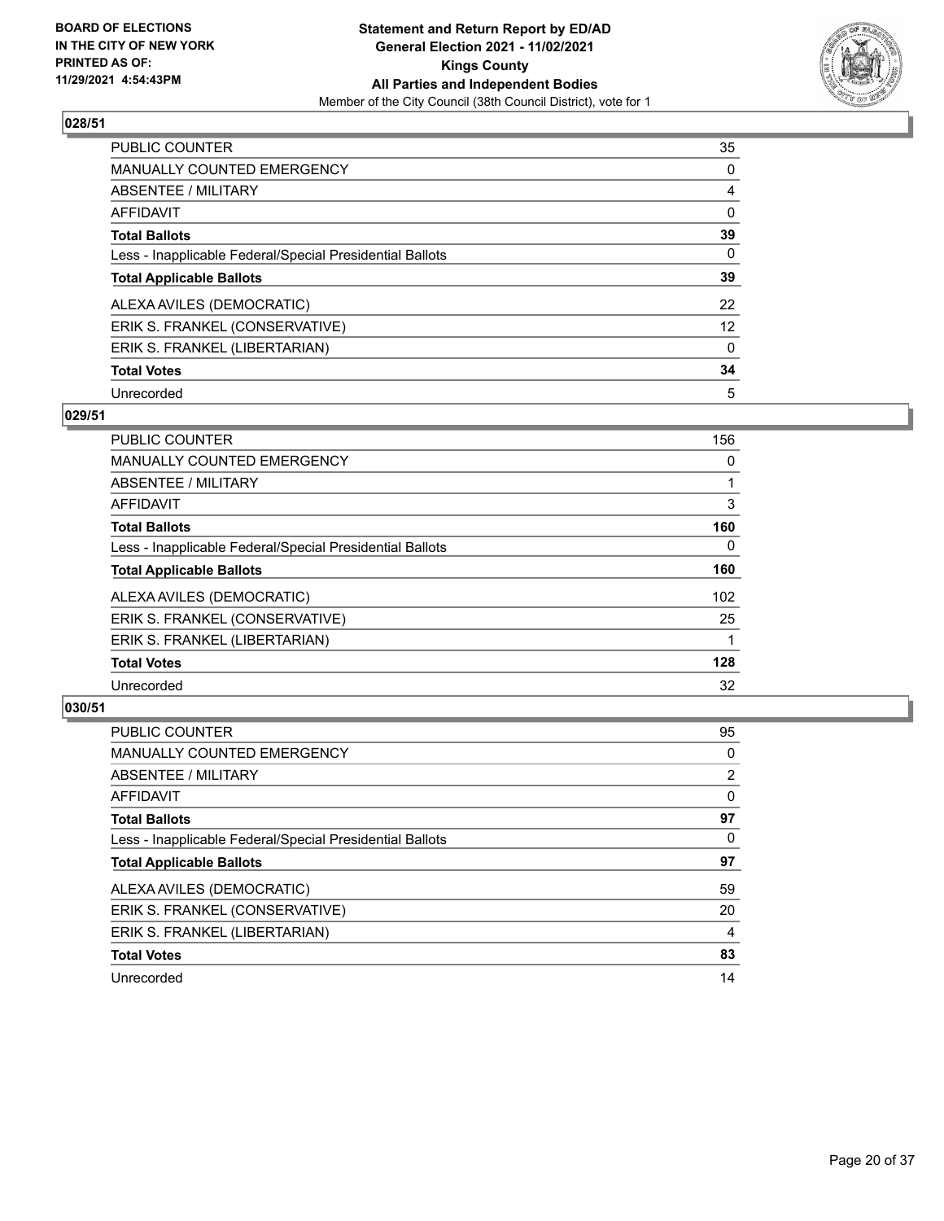**BOARD OF ELECTIONS IN THE CITY OF NEW YORK PRINTED AS OF: 11/29/2021 4:54:43PM**

**Statement and Return Report by ED/AD**
**General Election 2021 - 11/02/2021**
**Kings County**
**All Parties and Independent Bodies**
Member of the City Council (38th Council District), vote for 1

### 028/51

| | |
|---|---|
| PUBLIC COUNTER | 35 |
| MANUALLY COUNTED EMERGENCY | 0 |
| ABSENTEE / MILITARY | 4 |
| AFFIDAVIT | 0 |
| **Total Ballots** | **39** |
| Less - Inapplicable Federal/Special Presidential Ballots | 0 |
| **Total Applicable Ballots** | **39** |
| ALEXA AVILES (DEMOCRATIC) | 22 |
| ERIK S. FRANKEL (CONSERVATIVE) | 12 |
| ERIK S. FRANKEL (LIBERTARIAN) | 0 |
| **Total Votes** | **34** |
| Unrecorded | 5 |

### 029/51

| | |
|---|---|
| PUBLIC COUNTER | 156 |
| MANUALLY COUNTED EMERGENCY | 0 |
| ABSENTEE / MILITARY | 1 |
| AFFIDAVIT | 3 |
| **Total Ballots** | **160** |
| Less - Inapplicable Federal/Special Presidential Ballots | 0 |
| **Total Applicable Ballots** | **160** |
| ALEXA AVILES (DEMOCRATIC) | 102 |
| ERIK S. FRANKEL (CONSERVATIVE) | 25 |
| ERIK S. FRANKEL (LIBERTARIAN) | 1 |
| **Total Votes** | **128** |
| Unrecorded | 32 |

### 030/51

| | |
|---|---|
| PUBLIC COUNTER | 95 |
| MANUALLY COUNTED EMERGENCY | 0 |
| ABSENTEE / MILITARY | 2 |
| AFFIDAVIT | 0 |
| **Total Ballots** | **97** |
| Less - Inapplicable Federal/Special Presidential Ballots | 0 |
| **Total Applicable Ballots** | **97** |
| ALEXA AVILES (DEMOCRATIC) | 59 |
| ERIK S. FRANKEL (CONSERVATIVE) | 20 |
| ERIK S. FRANKEL (LIBERTARIAN) | 4 |
| **Total Votes** | **83** |
| Unrecorded | 14 |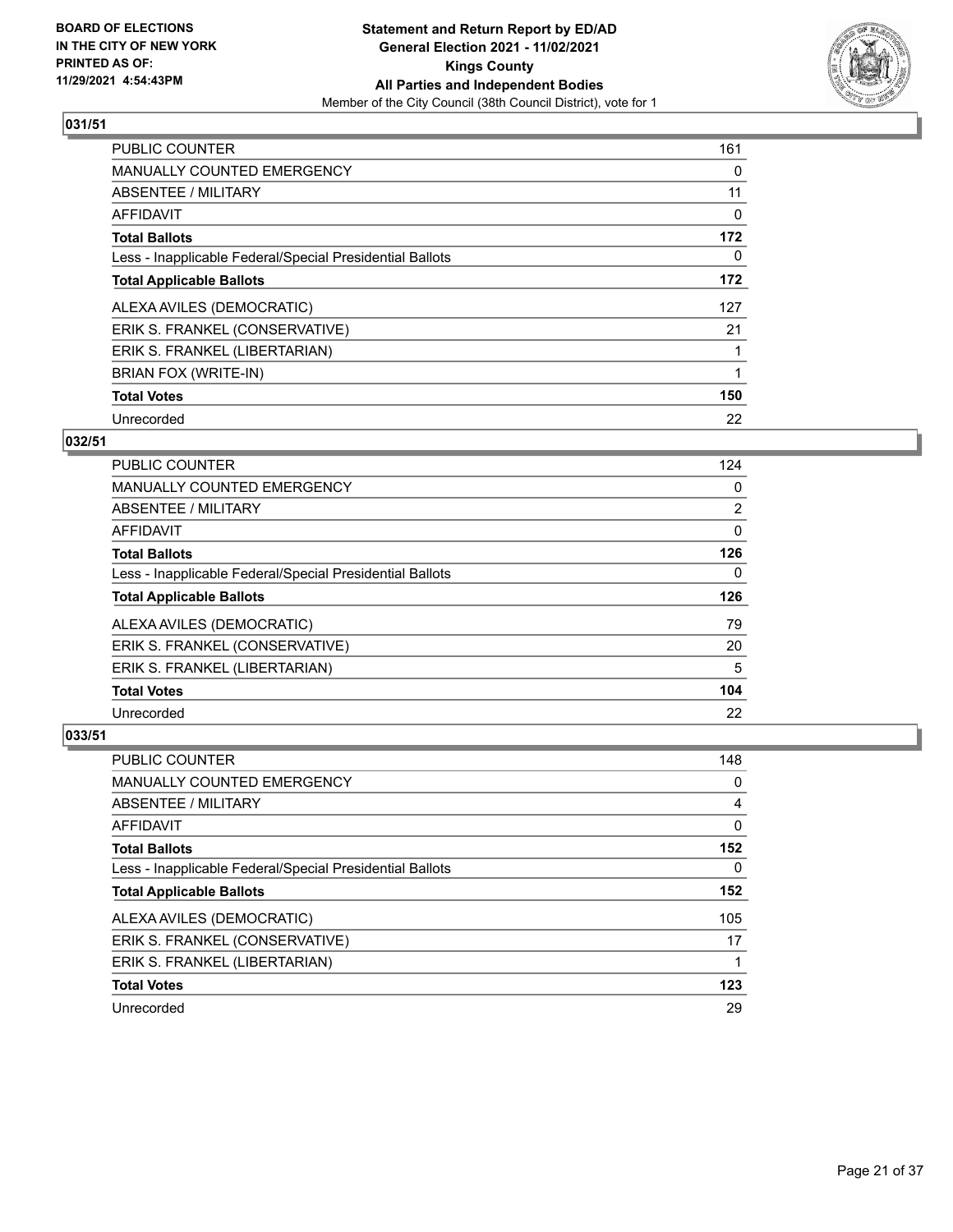## 031/51

| | |
|---|---|
| PUBLIC COUNTER | 161 |
| MANUALLY COUNTED EMERGENCY | 0 |
| ABSENTEE / MILITARY | 11 |
| AFFIDAVIT | 0 |
| **Total Ballots** | **172** |
| Less - Inapplicable Federal/Special Presidential Ballots | 0 |
| **Total Applicable Ballots** | **172** |
| ALEXA AVILES (DEMOCRATIC) | 127 |
| ERIK S. FRANKEL (CONSERVATIVE) | 21 |
| ERIK S. FRANKEL (LIBERTARIAN) | 1 |
| BRIAN FOX (WRITE-IN) | 1 |
| **Total Votes** | **150** |
| Unrecorded | 22 |

## 032/51

| | |
|---|---|
| PUBLIC COUNTER | 124 |
| MANUALLY COUNTED EMERGENCY | 0 |
| ABSENTEE / MILITARY | 2 |
| AFFIDAVIT | 0 |
| **Total Ballots** | **126** |
| Less - Inapplicable Federal/Special Presidential Ballots | 0 |
| **Total Applicable Ballots** | **126** |
| ALEXA AVILES (DEMOCRATIC) | 79 |
| ERIK S. FRANKEL (CONSERVATIVE) | 20 |
| ERIK S. FRANKEL (LIBERTARIAN) | 5 |
| **Total Votes** | **104** |
| Unrecorded | 22 |

## 033/51

| | |
|---|---|
| PUBLIC COUNTER | 148 |
| MANUALLY COUNTED EMERGENCY | 0 |
| ABSENTEE / MILITARY | 4 |
| AFFIDAVIT | 0 |
| **Total Ballots** | **152** |
| Less - Inapplicable Federal/Special Presidential Ballots | 0 |
| **Total Applicable Ballots** | **152** |
| ALEXA AVILES (DEMOCRATIC) | 105 |
| ERIK S. FRANKEL (CONSERVATIVE) | 17 |
| ERIK S. FRANKEL (LIBERTARIAN) | 1 |
| **Total Votes** | **123** |
| Unrecorded | 29 |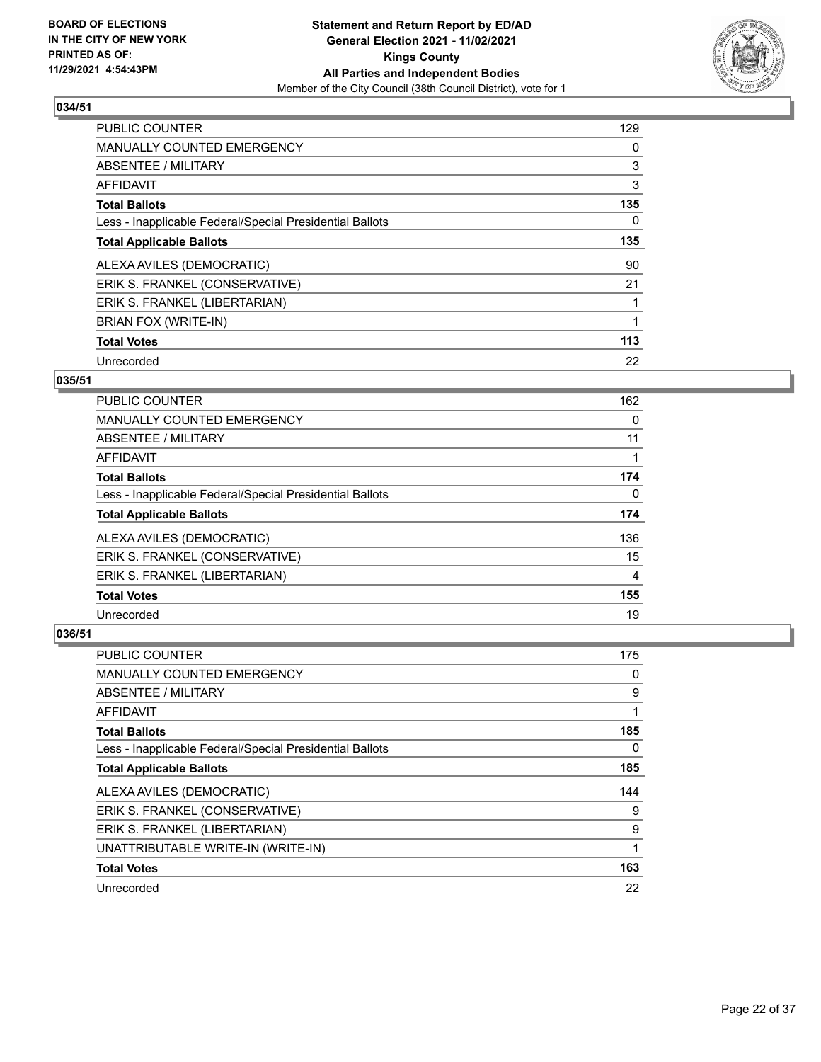**BOARD OF ELECTIONS IN THE CITY OF NEW YORK PRINTED AS OF: 11/29/2021 4:54:43PM**

**Statement and Return Report by ED/AD General Election 2021 - 11/02/2021 Kings County All Parties and Independent Bodies**

Member of the City Council (38th Council District), vote for 1

## 034/51

| | |
|---|---|
| PUBLIC COUNTER | 129 |
| MANUALLY COUNTED EMERGENCY | 0 |
| ABSENTEE / MILITARY | 3 |
| AFFIDAVIT | 3 |
| **Total Ballots** | **135** |
| Less - Inapplicable Federal/Special Presidential Ballots | 0 |
| **Total Applicable Ballots** | **135** |
| ALEXA AVILES (DEMOCRATIC) | 90 |
| ERIK S. FRANKEL (CONSERVATIVE) | 21 |
| ERIK S. FRANKEL (LIBERTARIAN) | 1 |
| BRIAN FOX (WRITE-IN) | 1 |
| **Total Votes** | **113** |
| Unrecorded | 22 |

## 035/51

| | |
|---|---|
| PUBLIC COUNTER | 162 |
| MANUALLY COUNTED EMERGENCY | 0 |
| ABSENTEE / MILITARY | 11 |
| AFFIDAVIT | 1 |
| **Total Ballots** | **174** |
| Less - Inapplicable Federal/Special Presidential Ballots | 0 |
| **Total Applicable Ballots** | **174** |
| ALEXA AVILES (DEMOCRATIC) | 136 |
| ERIK S. FRANKEL (CONSERVATIVE) | 15 |
| ERIK S. FRANKEL (LIBERTARIAN) | 4 |
| **Total Votes** | **155** |
| Unrecorded | 19 |

## 036/51

| | |
|---|---|
| PUBLIC COUNTER | 175 |
| MANUALLY COUNTED EMERGENCY | 0 |
| ABSENTEE / MILITARY | 9 |
| AFFIDAVIT | 1 |
| **Total Ballots** | **185** |
| Less - Inapplicable Federal/Special Presidential Ballots | 0 |
| **Total Applicable Ballots** | **185** |
| ALEXA AVILES (DEMOCRATIC) | 144 |
| ERIK S. FRANKEL (CONSERVATIVE) | 9 |
| ERIK S. FRANKEL (LIBERTARIAN) | 9 |
| UNATTRIBUTABLE WRITE-IN (WRITE-IN) | 1 |
| **Total Votes** | **163** |
| Unrecorded | 22 |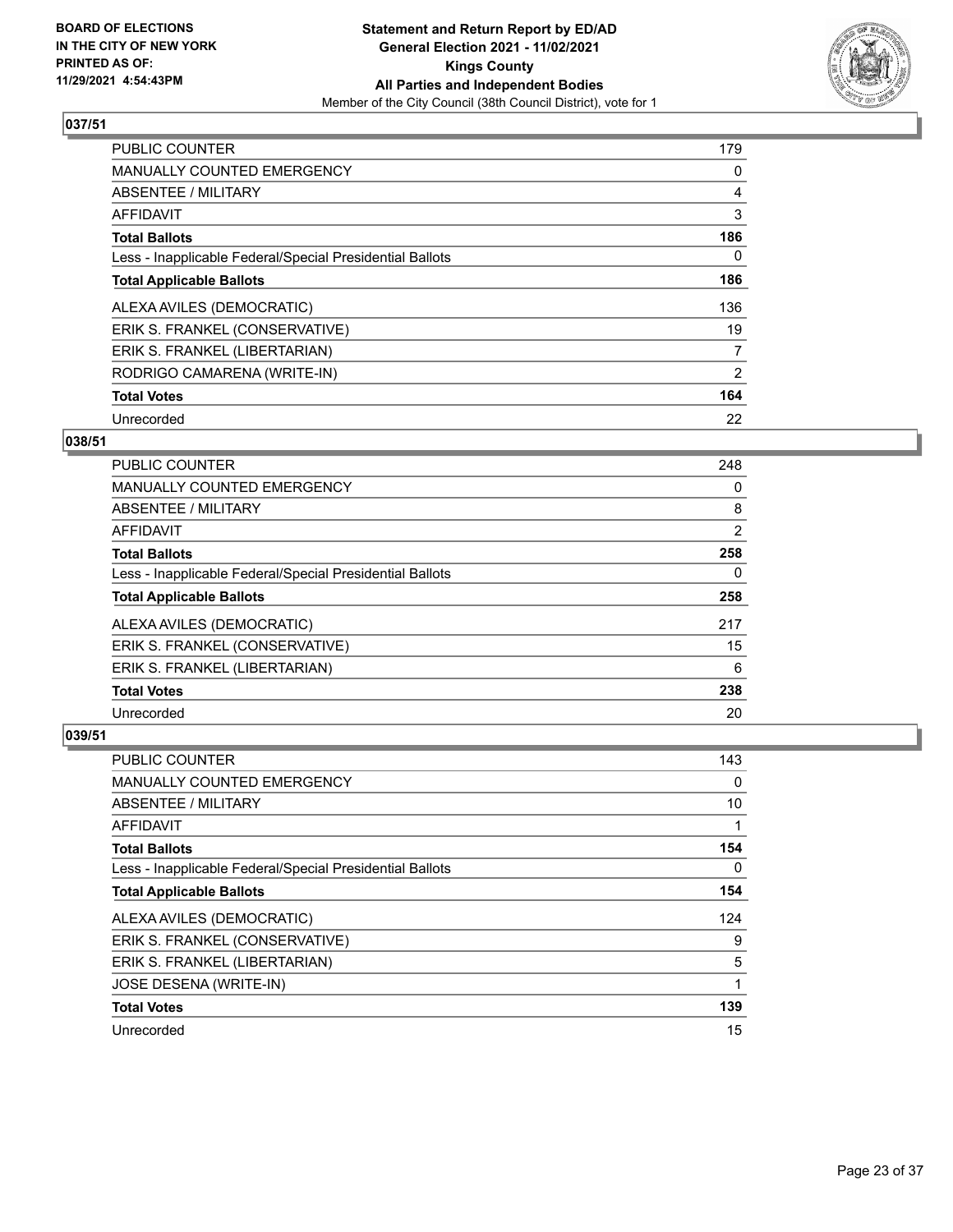**BOARD OF ELECTIONS IN THE CITY OF NEW YORK PRINTED AS OF: 11/29/2021 4:54:43PM**

**Statement and Return Report by ED/AD General Election 2021 - 11/02/2021 Kings County All Parties and Independent Bodies**

Member of the City Council (38th Council District), vote for 1

## 037/51

| | |
|---|---|
| PUBLIC COUNTER | 179 |
| MANUALLY COUNTED EMERGENCY | 0 |
| ABSENTEE / MILITARY | 4 |
| AFFIDAVIT | 3 |
| **Total Ballots** | **186** |
| Less - Inapplicable Federal/Special Presidential Ballots | 0 |
| **Total Applicable Ballots** | **186** |
| ALEXA AVILES (DEMOCRATIC) | 136 |
| ERIK S. FRANKEL (CONSERVATIVE) | 19 |
| ERIK S. FRANKEL (LIBERTARIAN) | 7 |
| RODRIGO CAMARENA (WRITE-IN) | 2 |
| **Total Votes** | **164** |
| Unrecorded | 22 |

## 038/51

| | |
|---|---|
| PUBLIC COUNTER | 248 |
| MANUALLY COUNTED EMERGENCY | 0 |
| ABSENTEE / MILITARY | 8 |
| AFFIDAVIT | 2 |
| **Total Ballots** | **258** |
| Less - Inapplicable Federal/Special Presidential Ballots | 0 |
| **Total Applicable Ballots** | **258** |
| ALEXA AVILES (DEMOCRATIC) | 217 |
| ERIK S. FRANKEL (CONSERVATIVE) | 15 |
| ERIK S. FRANKEL (LIBERTARIAN) | 6 |
| **Total Votes** | **238** |
| Unrecorded | 20 |

## 039/51

| | |
|---|---|
| PUBLIC COUNTER | 143 |
| MANUALLY COUNTED EMERGENCY | 0 |
| ABSENTEE / MILITARY | 10 |
| AFFIDAVIT | 1 |
| **Total Ballots** | **154** |
| Less - Inapplicable Federal/Special Presidential Ballots | 0 |
| **Total Applicable Ballots** | **154** |
| ALEXA AVILES (DEMOCRATIC) | 124 |
| ERIK S. FRANKEL (CONSERVATIVE) | 9 |
| ERIK S. FRANKEL (LIBERTARIAN) | 5 |
| JOSE DESENA (WRITE-IN) | 1 |
| **Total Votes** | **139** |
| Unrecorded | 15 |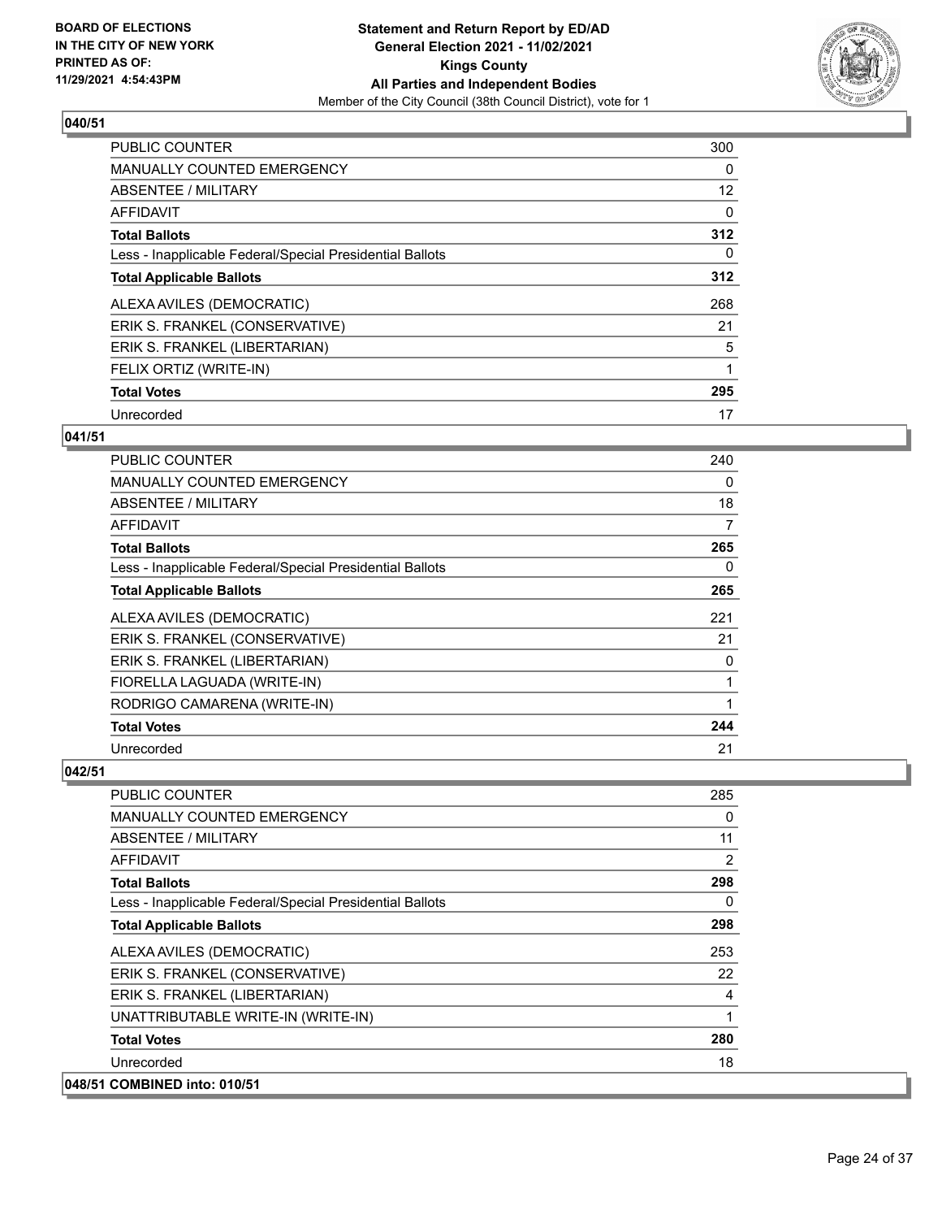## 040/51

| | |
|---|---|
| PUBLIC COUNTER | 300 |
| MANUALLY COUNTED EMERGENCY | 0 |
| ABSENTEE / MILITARY | 12 |
| AFFIDAVIT | 0 |
| **Total Ballots** | **312** |
| Less - Inapplicable Federal/Special Presidential Ballots | 0 |
| **Total Applicable Ballots** | **312** |
| ALEXA AVILES (DEMOCRATIC) | 268 |
| ERIK S. FRANKEL (CONSERVATIVE) | 21 |
| ERIK S. FRANKEL (LIBERTARIAN) | 5 |
| FELIX ORTIZ (WRITE-IN) | 1 |
| **Total Votes** | **295** |
| Unrecorded | 17 |

## 041/51

| | |
|---|---|
| PUBLIC COUNTER | 240 |
| MANUALLY COUNTED EMERGENCY | 0 |
| ABSENTEE / MILITARY | 18 |
| AFFIDAVIT | 7 |
| **Total Ballots** | **265** |
| Less - Inapplicable Federal/Special Presidential Ballots | 0 |
| **Total Applicable Ballots** | **265** |
| ALEXA AVILES (DEMOCRATIC) | 221 |
| ERIK S. FRANKEL (CONSERVATIVE) | 21 |
| ERIK S. FRANKEL (LIBERTARIAN) | 0 |
| FIORELLA LAGUADA (WRITE-IN) | 1 |
| RODRIGO CAMARENA (WRITE-IN) | 1 |
| **Total Votes** | **244** |
| Unrecorded | 21 |

## 042/51

| | |
|---|---|
| PUBLIC COUNTER | 285 |
| MANUALLY COUNTED EMERGENCY | 0 |
| ABSENTEE / MILITARY | 11 |
| AFFIDAVIT | 2 |
| **Total Ballots** | **298** |
| Less - Inapplicable Federal/Special Presidential Ballots | 0 |
| **Total Applicable Ballots** | **298** |
| ALEXA AVILES (DEMOCRATIC) | 253 |
| ERIK S. FRANKEL (CONSERVATIVE) | 22 |
| ERIK S. FRANKEL (LIBERTARIAN) | 4 |
| UNATTRIBUTABLE WRITE-IN (WRITE-IN) | 1 |
| **Total Votes** | **280** |
| Unrecorded | 18 |

## 048/51 COMBINED into: 010/51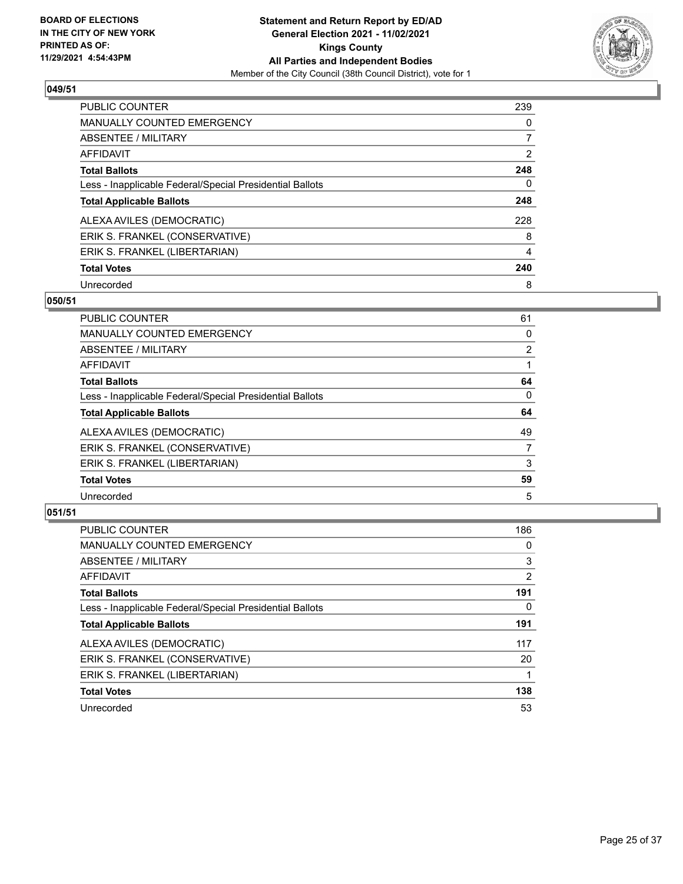**Statement and Return Report by ED/AD**
**General Election 2021 - 11/02/2021**
**Kings County**
**All Parties and Independent Bodies**
Member of the City Council (38th Council District), vote for 1

BOARD OF ELECTIONS IN THE CITY OF NEW YORK PRINTED AS OF: 11/29/2021 4:54:43PM

### 049/51

| | |
|---|---|
| PUBLIC COUNTER | 239 |
| MANUALLY COUNTED EMERGENCY | 0 |
| ABSENTEE / MILITARY | 7 |
| AFFIDAVIT | 2 |
| **Total Ballots** | **248** |
| Less - Inapplicable Federal/Special Presidential Ballots | 0 |
| **Total Applicable Ballots** | **248** |
| ALEXA AVILES (DEMOCRATIC) | 228 |
| ERIK S. FRANKEL (CONSERVATIVE) | 8 |
| ERIK S. FRANKEL (LIBERTARIAN) | 4 |
| **Total Votes** | **240** |
| Unrecorded | 8 |

### 050/51

| | |
|---|---|
| PUBLIC COUNTER | 61 |
| MANUALLY COUNTED EMERGENCY | 0 |
| ABSENTEE / MILITARY | 2 |
| AFFIDAVIT | 1 |
| **Total Ballots** | **64** |
| Less - Inapplicable Federal/Special Presidential Ballots | 0 |
| **Total Applicable Ballots** | **64** |
| ALEXA AVILES (DEMOCRATIC) | 49 |
| ERIK S. FRANKEL (CONSERVATIVE) | 7 |
| ERIK S. FRANKEL (LIBERTARIAN) | 3 |
| **Total Votes** | **59** |
| Unrecorded | 5 |

### 051/51

| | |
|---|---|
| PUBLIC COUNTER | 186 |
| MANUALLY COUNTED EMERGENCY | 0 |
| ABSENTEE / MILITARY | 3 |
| AFFIDAVIT | 2 |
| **Total Ballots** | **191** |
| Less - Inapplicable Federal/Special Presidential Ballots | 0 |
| **Total Applicable Ballots** | **191** |
| ALEXA AVILES (DEMOCRATIC) | 117 |
| ERIK S. FRANKEL (CONSERVATIVE) | 20 |
| ERIK S. FRANKEL (LIBERTARIAN) | 1 |
| **Total Votes** | **138** |
| Unrecorded | 53 |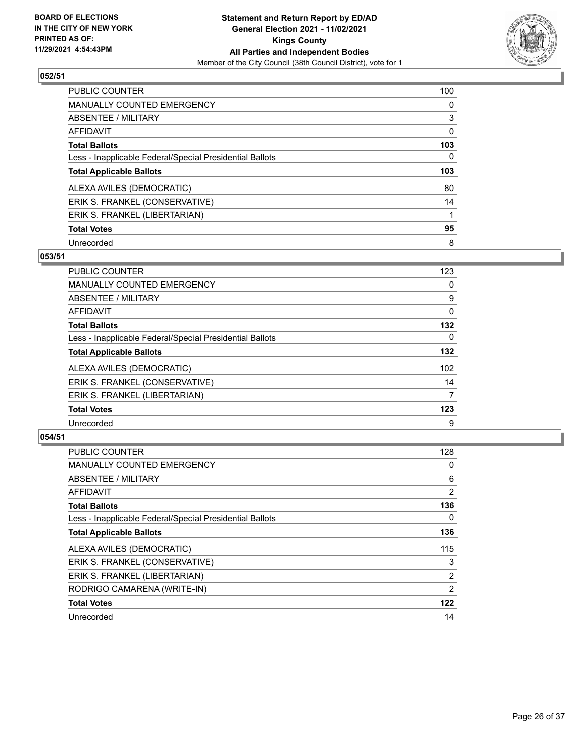BOARD OF ELECTIONS IN THE CITY OF NEW YORK PRINTED AS OF: 11/29/2021 4:54:43PM

**Statement and Return Report by ED/AD General Election 2021 - 11/02/2021 Kings County All Parties and Independent Bodies**
Member of the City Council (38th Council District), vote for 1

### 052/51

| | |
|---|---|
| PUBLIC COUNTER | 100 |
| MANUALLY COUNTED EMERGENCY | 0 |
| ABSENTEE / MILITARY | 3 |
| AFFIDAVIT | 0 |
| **Total Ballots** | **103** |
| Less - Inapplicable Federal/Special Presidential Ballots | 0 |
| **Total Applicable Ballots** | **103** |
| ALEXA AVILES (DEMOCRATIC) | 80 |
| ERIK S. FRANKEL (CONSERVATIVE) | 14 |
| ERIK S. FRANKEL (LIBERTARIAN) | 1 |
| **Total Votes** | **95** |
| Unrecorded | 8 |

### 053/51

| | |
|---|---|
| PUBLIC COUNTER | 123 |
| MANUALLY COUNTED EMERGENCY | 0 |
| ABSENTEE / MILITARY | 9 |
| AFFIDAVIT | 0 |
| **Total Ballots** | **132** |
| Less - Inapplicable Federal/Special Presidential Ballots | 0 |
| **Total Applicable Ballots** | **132** |
| ALEXA AVILES (DEMOCRATIC) | 102 |
| ERIK S. FRANKEL (CONSERVATIVE) | 14 |
| ERIK S. FRANKEL (LIBERTARIAN) | 7 |
| **Total Votes** | **123** |
| Unrecorded | 9 |

### 054/51

| | |
|---|---|
| PUBLIC COUNTER | 128 |
| MANUALLY COUNTED EMERGENCY | 0 |
| ABSENTEE / MILITARY | 6 |
| AFFIDAVIT | 2 |
| **Total Ballots** | **136** |
| Less - Inapplicable Federal/Special Presidential Ballots | 0 |
| **Total Applicable Ballots** | **136** |
| ALEXA AVILES (DEMOCRATIC) | 115 |
| ERIK S. FRANKEL (CONSERVATIVE) | 3 |
| ERIK S. FRANKEL (LIBERTARIAN) | 2 |
| RODRIGO CAMARENA (WRITE-IN) | 2 |
| **Total Votes** | **122** |
| Unrecorded | 14 |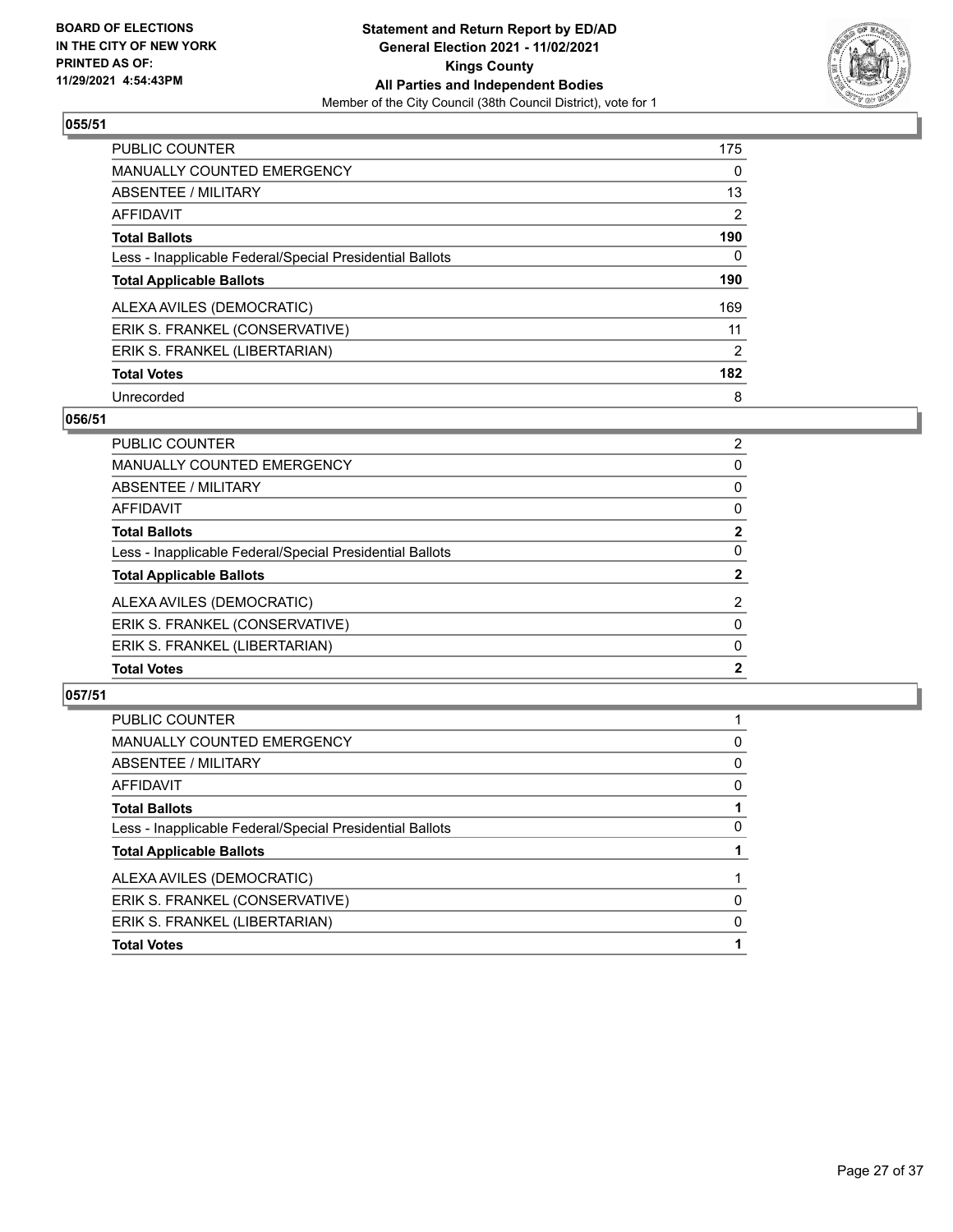**BOARD OF ELECTIONS IN THE CITY OF NEW YORK PRINTED AS OF: 11/29/2021 4:54:43PM**

**Statement and Return Report by ED/AD General Election 2021 - 11/02/2021 Kings County All Parties and Independent Bodies**

Member of the City Council (38th Council District), vote for 1

### 055/51

| | |
|---|---|
| PUBLIC COUNTER | 175 |
| MANUALLY COUNTED EMERGENCY | 0 |
| ABSENTEE / MILITARY | 13 |
| AFFIDAVIT | 2 |
| **Total Ballots** | **190** |
| Less - Inapplicable Federal/Special Presidential Ballots | 0 |
| **Total Applicable Ballots** | **190** |
| ALEXA AVILES (DEMOCRATIC) | 169 |
| ERIK S. FRANKEL (CONSERVATIVE) | 11 |
| ERIK S. FRANKEL (LIBERTARIAN) | 2 |
| **Total Votes** | **182** |
| Unrecorded | 8 |

### 056/51

| | |
|---|---|
| PUBLIC COUNTER | 2 |
| MANUALLY COUNTED EMERGENCY | 0 |
| ABSENTEE / MILITARY | 0 |
| AFFIDAVIT | 0 |
| **Total Ballots** | **2** |
| Less - Inapplicable Federal/Special Presidential Ballots | 0 |
| **Total Applicable Ballots** | **2** |
| ALEXA AVILES (DEMOCRATIC) | 2 |
| ERIK S. FRANKEL (CONSERVATIVE) | 0 |
| ERIK S. FRANKEL (LIBERTARIAN) | 0 |
| **Total Votes** | **2** |

### 057/51

| | |
|---|---|
| PUBLIC COUNTER | 1 |
| MANUALLY COUNTED EMERGENCY | 0 |
| ABSENTEE / MILITARY | 0 |
| AFFIDAVIT | 0 |
| **Total Ballots** | **1** |
| Less - Inapplicable Federal/Special Presidential Ballots | 0 |
| **Total Applicable Ballots** | **1** |
| ALEXA AVILES (DEMOCRATIC) | 1 |
| ERIK S. FRANKEL (CONSERVATIVE) | 0 |
| ERIK S. FRANKEL (LIBERTARIAN) | 0 |
| **Total Votes** | **1** |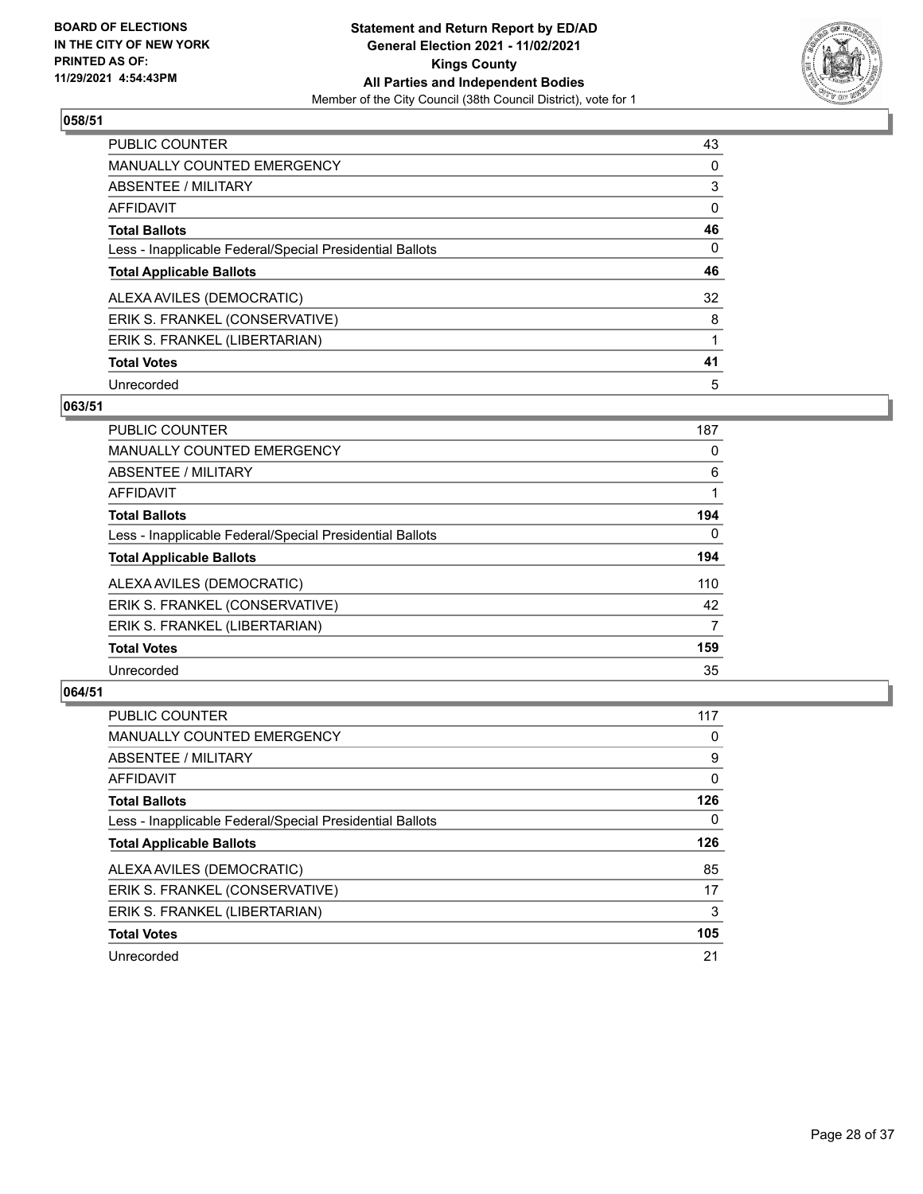**BOARD OF ELECTIONS IN THE CITY OF NEW YORK PRINTED AS OF: 11/29/2021 4:54:43PM**

**Statement and Return Report by ED/AD General Election 2021 - 11/02/2021 Kings County All Parties and Independent Bodies**
Member of the City Council (38th Council District), vote for 1

## 058/51

| | |
|---|---|
| PUBLIC COUNTER | 43 |
| MANUALLY COUNTED EMERGENCY | 0 |
| ABSENTEE / MILITARY | 3 |
| AFFIDAVIT | 0 |
| **Total Ballots** | **46** |
| Less - Inapplicable Federal/Special Presidential Ballots | 0 |
| **Total Applicable Ballots** | **46** |
| ALEXA AVILES (DEMOCRATIC) | 32 |
| ERIK S. FRANKEL (CONSERVATIVE) | 8 |
| ERIK S. FRANKEL (LIBERTARIAN) | 1 |
| **Total Votes** | **41** |
| Unrecorded | 5 |

## 063/51

| | |
|---|---|
| PUBLIC COUNTER | 187 |
| MANUALLY COUNTED EMERGENCY | 0 |
| ABSENTEE / MILITARY | 6 |
| AFFIDAVIT | 1 |
| **Total Ballots** | **194** |
| Less - Inapplicable Federal/Special Presidential Ballots | 0 |
| **Total Applicable Ballots** | **194** |
| ALEXA AVILES (DEMOCRATIC) | 110 |
| ERIK S. FRANKEL (CONSERVATIVE) | 42 |
| ERIK S. FRANKEL (LIBERTARIAN) | 7 |
| **Total Votes** | **159** |
| Unrecorded | 35 |

## 064/51

| | |
|---|---|
| PUBLIC COUNTER | 117 |
| MANUALLY COUNTED EMERGENCY | 0 |
| ABSENTEE / MILITARY | 9 |
| AFFIDAVIT | 0 |
| **Total Ballots** | **126** |
| Less - Inapplicable Federal/Special Presidential Ballots | 0 |
| **Total Applicable Ballots** | **126** |
| ALEXA AVILES (DEMOCRATIC) | 85 |
| ERIK S. FRANKEL (CONSERVATIVE) | 17 |
| ERIK S. FRANKEL (LIBERTARIAN) | 3 |
| **Total Votes** | **105** |
| Unrecorded | 21 |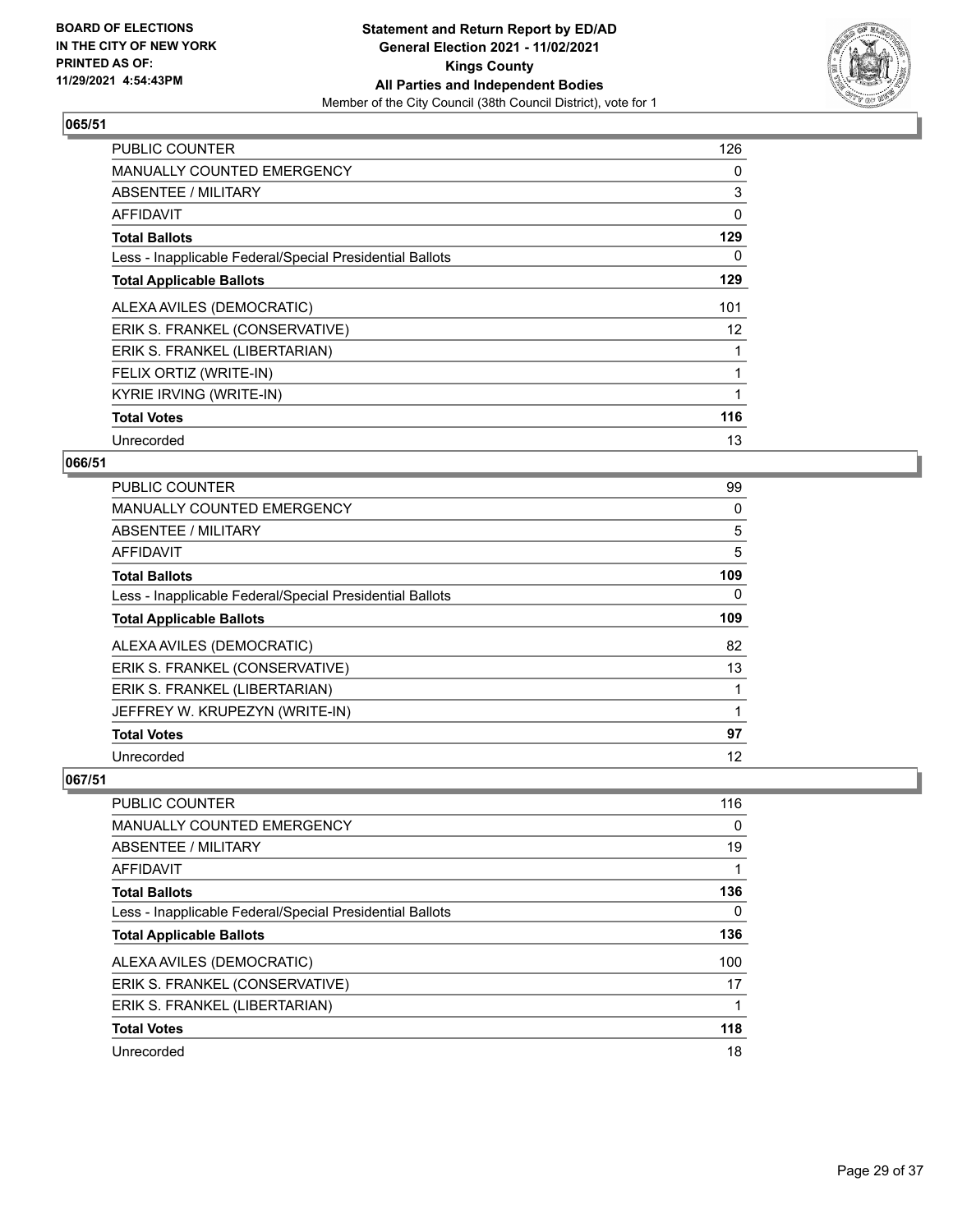## 065/51

| | |
|---|---|
| PUBLIC COUNTER | 126 |
| MANUALLY COUNTED EMERGENCY | 0 |
| ABSENTEE / MILITARY | 3 |
| AFFIDAVIT | 0 |
| **Total Ballots** | **129** |
| Less - Inapplicable Federal/Special Presidential Ballots | 0 |
| **Total Applicable Ballots** | **129** |
| ALEXA AVILES (DEMOCRATIC) | 101 |
| ERIK S. FRANKEL (CONSERVATIVE) | 12 |
| ERIK S. FRANKEL (LIBERTARIAN) | 1 |
| FELIX ORTIZ (WRITE-IN) | 1 |
| KYRIE IRVING (WRITE-IN) | 1 |
| **Total Votes** | **116** |
| Unrecorded | 13 |

## 066/51

| | |
|---|---|
| PUBLIC COUNTER | 99 |
| MANUALLY COUNTED EMERGENCY | 0 |
| ABSENTEE / MILITARY | 5 |
| AFFIDAVIT | 5 |
| **Total Ballots** | **109** |
| Less - Inapplicable Federal/Special Presidential Ballots | 0 |
| **Total Applicable Ballots** | **109** |
| ALEXA AVILES (DEMOCRATIC) | 82 |
| ERIK S. FRANKEL (CONSERVATIVE) | 13 |
| ERIK S. FRANKEL (LIBERTARIAN) | 1 |
| JEFFREY W. KRUPEZYN (WRITE-IN) | 1 |
| **Total Votes** | **97** |
| Unrecorded | 12 |

## 067/51

| | |
|---|---|
| PUBLIC COUNTER | 116 |
| MANUALLY COUNTED EMERGENCY | 0 |
| ABSENTEE / MILITARY | 19 |
| AFFIDAVIT | 1 |
| **Total Ballots** | **136** |
| Less - Inapplicable Federal/Special Presidential Ballots | 0 |
| **Total Applicable Ballots** | **136** |
| ALEXA AVILES (DEMOCRATIC) | 100 |
| ERIK S. FRANKEL (CONSERVATIVE) | 17 |
| ERIK S. FRANKEL (LIBERTARIAN) | 1 |
| **Total Votes** | **118** |
| Unrecorded | 18 |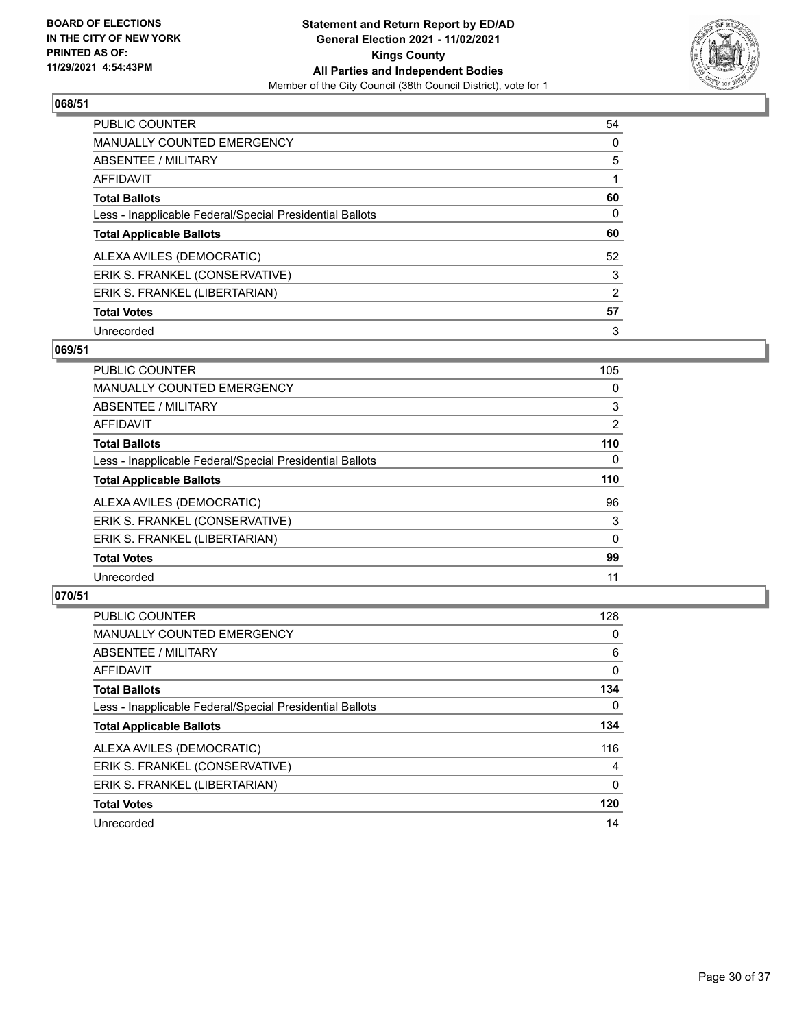BOARD OF ELECTIONS IN THE CITY OF NEW YORK PRINTED AS OF: 11/29/2021 4:54:43PM

**Statement and Return Report by ED/AD General Election 2021 - 11/02/2021 Kings County All Parties and Independent Bodies**
Member of the City Council (38th Council District), vote for 1

## 068/51

| | |
|---|---|
| PUBLIC COUNTER | 54 |
| MANUALLY COUNTED EMERGENCY | 0 |
| ABSENTEE / MILITARY | 5 |
| AFFIDAVIT | 1 |
| **Total Ballots** | **60** |
| Less - Inapplicable Federal/Special Presidential Ballots | 0 |
| **Total Applicable Ballots** | **60** |
| ALEXA AVILES (DEMOCRATIC) | 52 |
| ERIK S. FRANKEL (CONSERVATIVE) | 3 |
| ERIK S. FRANKEL (LIBERTARIAN) | 2 |
| **Total Votes** | **57** |
| Unrecorded | 3 |

## 069/51

| | |
|---|---|
| PUBLIC COUNTER | 105 |
| MANUALLY COUNTED EMERGENCY | 0 |
| ABSENTEE / MILITARY | 3 |
| AFFIDAVIT | 2 |
| **Total Ballots** | **110** |
| Less - Inapplicable Federal/Special Presidential Ballots | 0 |
| **Total Applicable Ballots** | **110** |
| ALEXA AVILES (DEMOCRATIC) | 96 |
| ERIK S. FRANKEL (CONSERVATIVE) | 3 |
| ERIK S. FRANKEL (LIBERTARIAN) | 0 |
| **Total Votes** | **99** |
| Unrecorded | 11 |

## 070/51

| | |
|---|---|
| PUBLIC COUNTER | 128 |
| MANUALLY COUNTED EMERGENCY | 0 |
| ABSENTEE / MILITARY | 6 |
| AFFIDAVIT | 0 |
| **Total Ballots** | **134** |
| Less - Inapplicable Federal/Special Presidential Ballots | 0 |
| **Total Applicable Ballots** | **134** |
| ALEXA AVILES (DEMOCRATIC) | 116 |
| ERIK S. FRANKEL (CONSERVATIVE) | 4 |
| ERIK S. FRANKEL (LIBERTARIAN) | 0 |
| **Total Votes** | **120** |
| Unrecorded | 14 |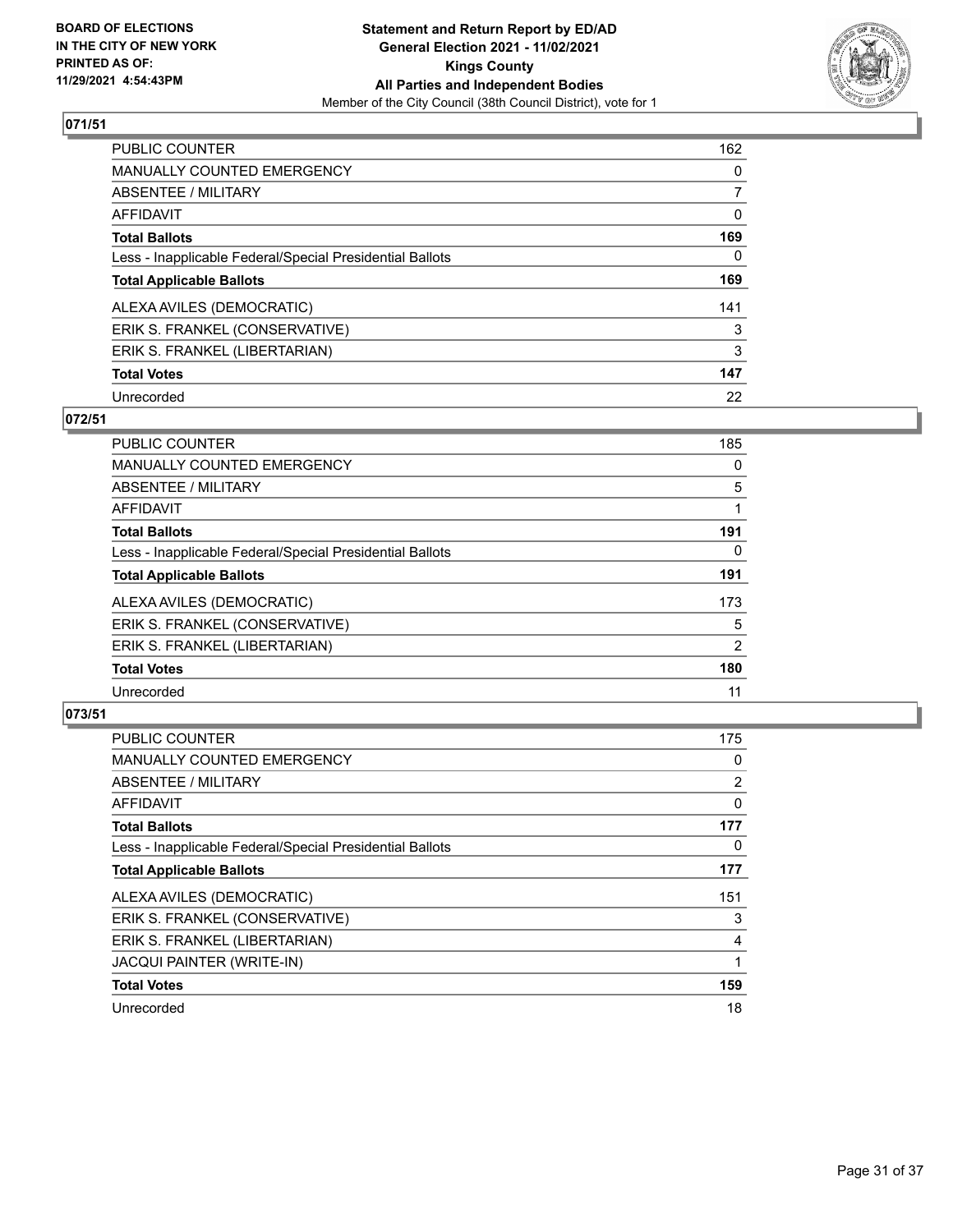### 071/51

| | |
|---|---|
| PUBLIC COUNTER | 162 |
| MANUALLY COUNTED EMERGENCY | 0 |
| ABSENTEE / MILITARY | 7 |
| AFFIDAVIT | 0 |
| **Total Ballots** | **169** |
| Less - Inapplicable Federal/Special Presidential Ballots | 0 |
| **Total Applicable Ballots** | **169** |
| ALEXA AVILES (DEMOCRATIC) | 141 |
| ERIK S. FRANKEL (CONSERVATIVE) | 3 |
| ERIK S. FRANKEL (LIBERTARIAN) | 3 |
| **Total Votes** | **147** |
| Unrecorded | 22 |

### 072/51

| | |
|---|---|
| PUBLIC COUNTER | 185 |
| MANUALLY COUNTED EMERGENCY | 0 |
| ABSENTEE / MILITARY | 5 |
| AFFIDAVIT | 1 |
| **Total Ballots** | **191** |
| Less - Inapplicable Federal/Special Presidential Ballots | 0 |
| **Total Applicable Ballots** | **191** |
| ALEXA AVILES (DEMOCRATIC) | 173 |
| ERIK S. FRANKEL (CONSERVATIVE) | 5 |
| ERIK S. FRANKEL (LIBERTARIAN) | 2 |
| **Total Votes** | **180** |
| Unrecorded | 11 |

### 073/51

| | |
|---|---|
| PUBLIC COUNTER | 175 |
| MANUALLY COUNTED EMERGENCY | 0 |
| ABSENTEE / MILITARY | 2 |
| AFFIDAVIT | 0 |
| **Total Ballots** | **177** |
| Less - Inapplicable Federal/Special Presidential Ballots | 0 |
| **Total Applicable Ballots** | **177** |
| ALEXA AVILES (DEMOCRATIC) | 151 |
| ERIK S. FRANKEL (CONSERVATIVE) | 3 |
| ERIK S. FRANKEL (LIBERTARIAN) | 4 |
| JACQUI PAINTER (WRITE-IN) | 1 |
| **Total Votes** | **159** |
| Unrecorded | 18 |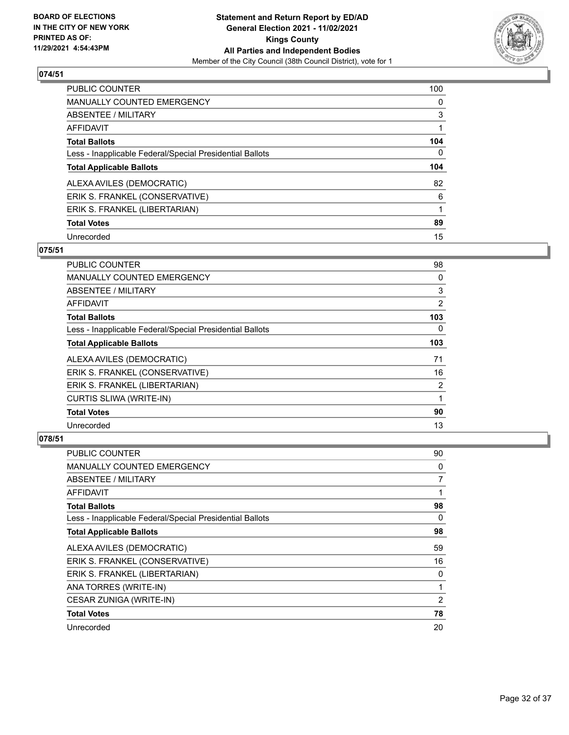## 074/51

| | |
|---|---|
| PUBLIC COUNTER | 100 |
| MANUALLY COUNTED EMERGENCY | 0 |
| ABSENTEE / MILITARY | 3 |
| AFFIDAVIT | 1 |
| **Total Ballots** | **104** |
| Less - Inapplicable Federal/Special Presidential Ballots | 0 |
| **Total Applicable Ballots** | **104** |
| ALEXA AVILES (DEMOCRATIC) | 82 |
| ERIK S. FRANKEL (CONSERVATIVE) | 6 |
| ERIK S. FRANKEL (LIBERTARIAN) | 1 |
| **Total Votes** | **89** |
| Unrecorded | 15 |

## 075/51

| | |
|---|---|
| PUBLIC COUNTER | 98 |
| MANUALLY COUNTED EMERGENCY | 0 |
| ABSENTEE / MILITARY | 3 |
| AFFIDAVIT | 2 |
| **Total Ballots** | **103** |
| Less - Inapplicable Federal/Special Presidential Ballots | 0 |
| **Total Applicable Ballots** | **103** |
| ALEXA AVILES (DEMOCRATIC) | 71 |
| ERIK S. FRANKEL (CONSERVATIVE) | 16 |
| ERIK S. FRANKEL (LIBERTARIAN) | 2 |
| CURTIS SLIWA (WRITE-IN) | 1 |
| **Total Votes** | **90** |
| Unrecorded | 13 |

## 078/51

| | |
|---|---|
| PUBLIC COUNTER | 90 |
| MANUALLY COUNTED EMERGENCY | 0 |
| ABSENTEE / MILITARY | 7 |
| AFFIDAVIT | 1 |
| **Total Ballots** | **98** |
| Less - Inapplicable Federal/Special Presidential Ballots | 0 |
| **Total Applicable Ballots** | **98** |
| ALEXA AVILES (DEMOCRATIC) | 59 |
| ERIK S. FRANKEL (CONSERVATIVE) | 16 |
| ERIK S. FRANKEL (LIBERTARIAN) | 0 |
| ANA TORRES (WRITE-IN) | 1 |
| CESAR ZUNIGA (WRITE-IN) | 2 |
| **Total Votes** | **78** |
| Unrecorded | 20 |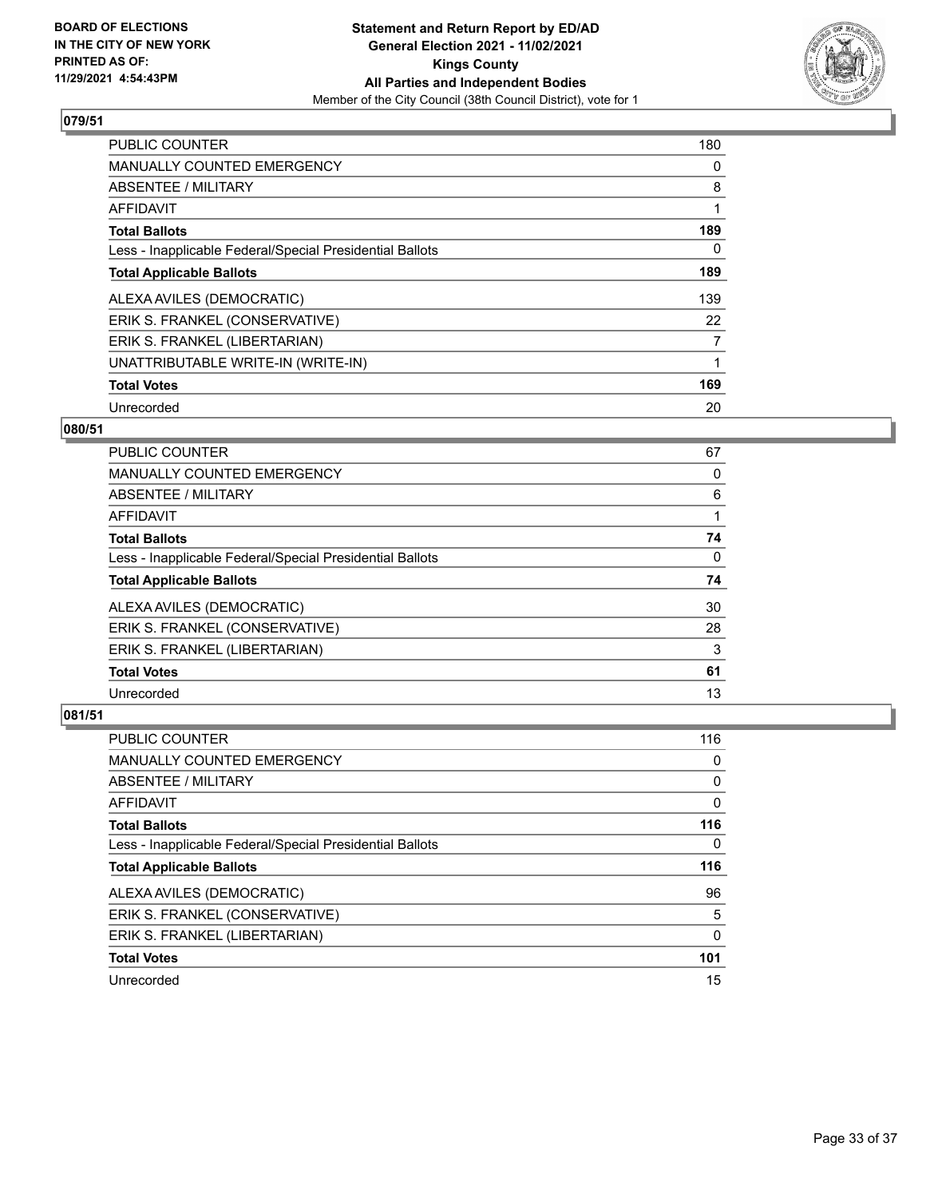## 079/51

| | |
|---|---|
| PUBLIC COUNTER | 180 |
| MANUALLY COUNTED EMERGENCY | 0 |
| ABSENTEE / MILITARY | 8 |
| AFFIDAVIT | 1 |
| **Total Ballots** | **189** |
| Less - Inapplicable Federal/Special Presidential Ballots | 0 |
| **Total Applicable Ballots** | **189** |
| ALEXA AVILES (DEMOCRATIC) | 139 |
| ERIK S. FRANKEL (CONSERVATIVE) | 22 |
| ERIK S. FRANKEL (LIBERTARIAN) | 7 |
| UNATTRIBUTABLE WRITE-IN (WRITE-IN) | 1 |
| **Total Votes** | **169** |
| Unrecorded | 20 |

## 080/51

| | |
|---|---|
| PUBLIC COUNTER | 67 |
| MANUALLY COUNTED EMERGENCY | 0 |
| ABSENTEE / MILITARY | 6 |
| AFFIDAVIT | 1 |
| **Total Ballots** | **74** |
| Less - Inapplicable Federal/Special Presidential Ballots | 0 |
| **Total Applicable Ballots** | **74** |
| ALEXA AVILES (DEMOCRATIC) | 30 |
| ERIK S. FRANKEL (CONSERVATIVE) | 28 |
| ERIK S. FRANKEL (LIBERTARIAN) | 3 |
| **Total Votes** | **61** |
| Unrecorded | 13 |

## 081/51

| | |
|---|---|
| PUBLIC COUNTER | 116 |
| MANUALLY COUNTED EMERGENCY | 0 |
| ABSENTEE / MILITARY | 0 |
| AFFIDAVIT | 0 |
| **Total Ballots** | **116** |
| Less - Inapplicable Federal/Special Presidential Ballots | 0 |
| **Total Applicable Ballots** | **116** |
| ALEXA AVILES (DEMOCRATIC) | 96 |
| ERIK S. FRANKEL (CONSERVATIVE) | 5 |
| ERIK S. FRANKEL (LIBERTARIAN) | 0 |
| **Total Votes** | **101** |
| Unrecorded | 15 |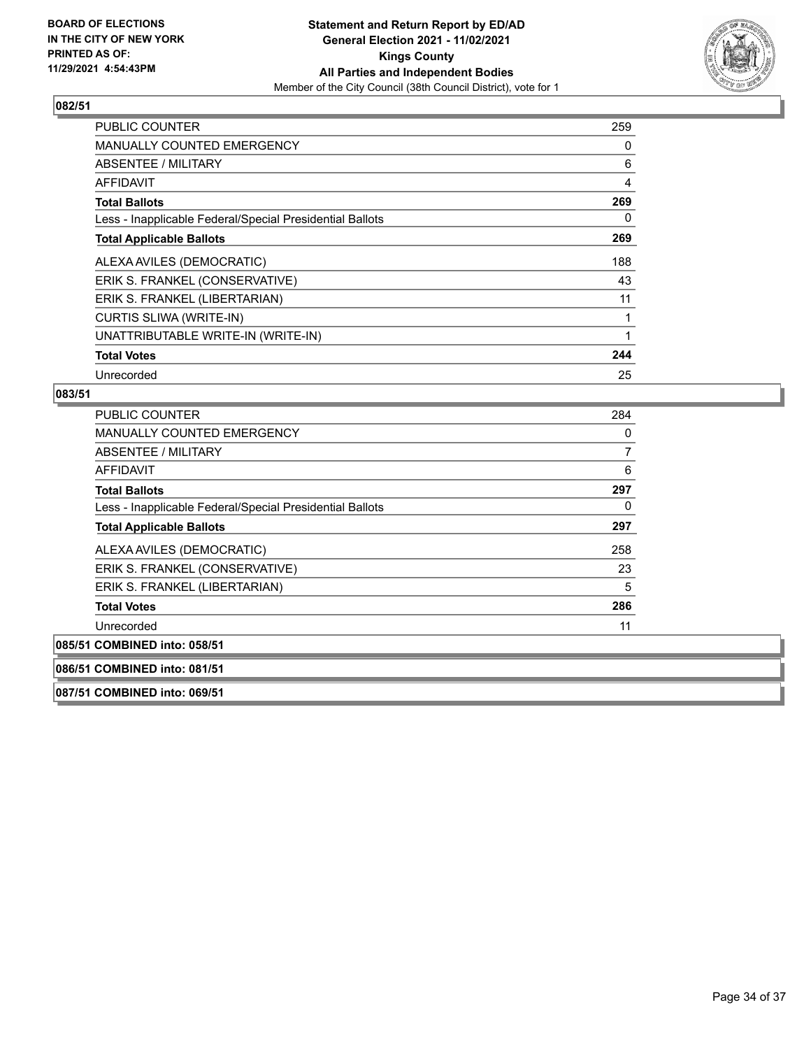BOARD OF ELECTIONS
IN THE CITY OF NEW YORK
PRINTED AS OF:
11/29/2021 4:54:43PM

**Statement and Return Report by ED/AD**
**General Election 2021 - 11/02/2021**
**Kings County**
**All Parties and Independent Bodies**
Member of the City Council (38th Council District), vote for 1

## 082/51

| | |
|---|---|
| PUBLIC COUNTER | 259 |
| MANUALLY COUNTED EMERGENCY | 0 |
| ABSENTEE / MILITARY | 6 |
| AFFIDAVIT | 4 |
| **Total Ballots** | **269** |
| Less - Inapplicable Federal/Special Presidential Ballots | 0 |
| **Total Applicable Ballots** | **269** |
| ALEXA AVILES (DEMOCRATIC) | 188 |
| ERIK S. FRANKEL (CONSERVATIVE) | 43 |
| ERIK S. FRANKEL (LIBERTARIAN) | 11 |
| CURTIS SLIWA (WRITE-IN) | 1 |
| UNATTRIBUTABLE WRITE-IN (WRITE-IN) | 1 |
| **Total Votes** | **244** |
| Unrecorded | 25 |

## 083/51

| | |
|---|---|
| PUBLIC COUNTER | 284 |
| MANUALLY COUNTED EMERGENCY | 0 |
| ABSENTEE / MILITARY | 7 |
| AFFIDAVIT | 6 |
| **Total Ballots** | **297** |
| Less - Inapplicable Federal/Special Presidential Ballots | 0 |
| **Total Applicable Ballots** | **297** |
| ALEXA AVILES (DEMOCRATIC) | 258 |
| ERIK S. FRANKEL (CONSERVATIVE) | 23 |
| ERIK S. FRANKEL (LIBERTARIAN) | 5 |
| **Total Votes** | **286** |
| Unrecorded | 11 |

## 085/51 COMBINED into: 058/51

## 086/51 COMBINED into: 081/51

## 087/51 COMBINED into: 069/51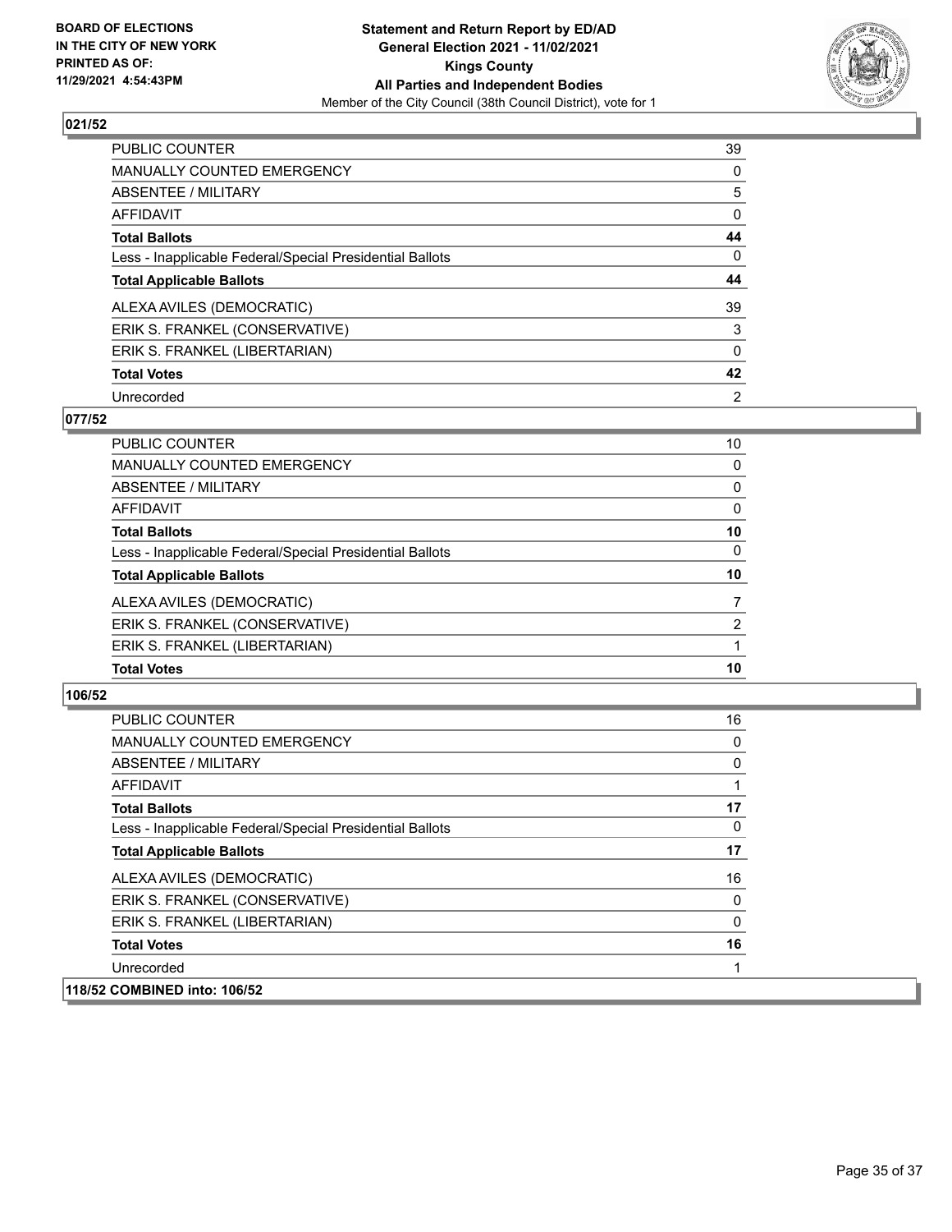## 021/52

| | |
|---|---|
| PUBLIC COUNTER | 39 |
| MANUALLY COUNTED EMERGENCY | 0 |
| ABSENTEE / MILITARY | 5 |
| AFFIDAVIT | 0 |
| **Total Ballots** | **44** |
| Less - Inapplicable Federal/Special Presidential Ballots | 0 |
| **Total Applicable Ballots** | **44** |
| ALEXA AVILES (DEMOCRATIC) | 39 |
| ERIK S. FRANKEL (CONSERVATIVE) | 3 |
| ERIK S. FRANKEL (LIBERTARIAN) | 0 |
| **Total Votes** | **42** |
| Unrecorded | 2 |

## 077/52

| | |
|---|---|
| PUBLIC COUNTER | 10 |
| MANUALLY COUNTED EMERGENCY | 0 |
| ABSENTEE / MILITARY | 0 |
| AFFIDAVIT | 0 |
| **Total Ballots** | **10** |
| Less - Inapplicable Federal/Special Presidential Ballots | 0 |
| **Total Applicable Ballots** | **10** |
| ALEXA AVILES (DEMOCRATIC) | 7 |
| ERIK S. FRANKEL (CONSERVATIVE) | 2 |
| ERIK S. FRANKEL (LIBERTARIAN) | 1 |
| **Total Votes** | **10** |

## 106/52

| | |
|---|---|
| PUBLIC COUNTER | 16 |
| MANUALLY COUNTED EMERGENCY | 0 |
| ABSENTEE / MILITARY | 0 |
| AFFIDAVIT | 1 |
| **Total Ballots** | **17** |
| Less - Inapplicable Federal/Special Presidential Ballots | 0 |
| **Total Applicable Ballots** | **17** |
| ALEXA AVILES (DEMOCRATIC) | 16 |
| ERIK S. FRANKEL (CONSERVATIVE) | 0 |
| ERIK S. FRANKEL (LIBERTARIAN) | 0 |
| **Total Votes** | **16** |
| Unrecorded | 1 |

**118/52 COMBINED into: 106/52**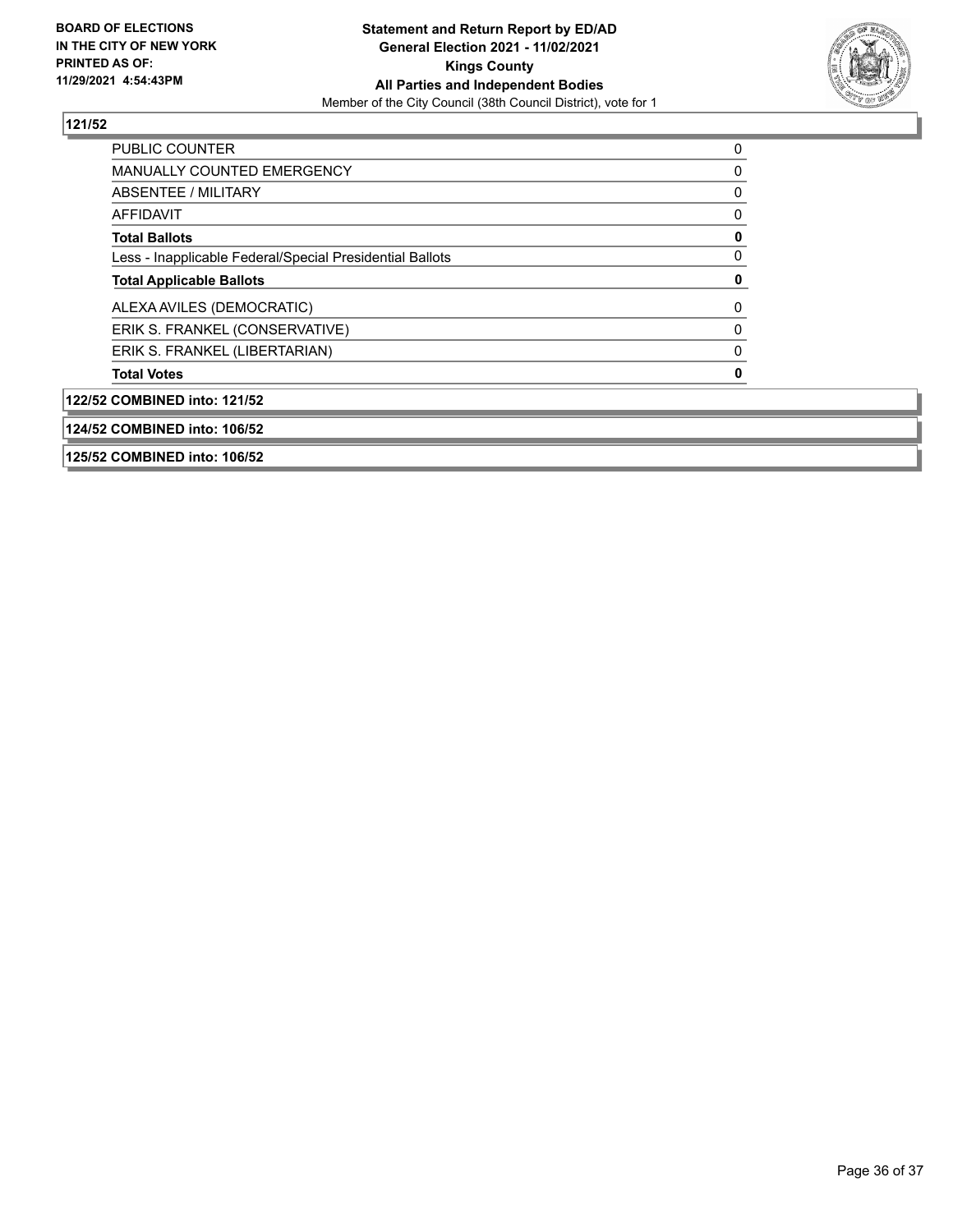**121/52**

| | |
|---|---|
| PUBLIC COUNTER | 0 |
| MANUALLY COUNTED EMERGENCY | 0 |
| ABSENTEE / MILITARY | 0 |
| AFFIDAVIT | 0 |
| **Total Ballots** | **0** |
| Less - Inapplicable Federal/Special Presidential Ballots | 0 |
| **Total Applicable Ballots** | **0** |
| ALEXA AVILES (DEMOCRATIC) | 0 |
| ERIK S. FRANKEL (CONSERVATIVE) | 0 |
| ERIK S. FRANKEL (LIBERTARIAN) | 0 |
| **Total Votes** | **0** |

**122/52 COMBINED into: 121/52**

**124/52 COMBINED into: 106/52**

**125/52 COMBINED into: 106/52**